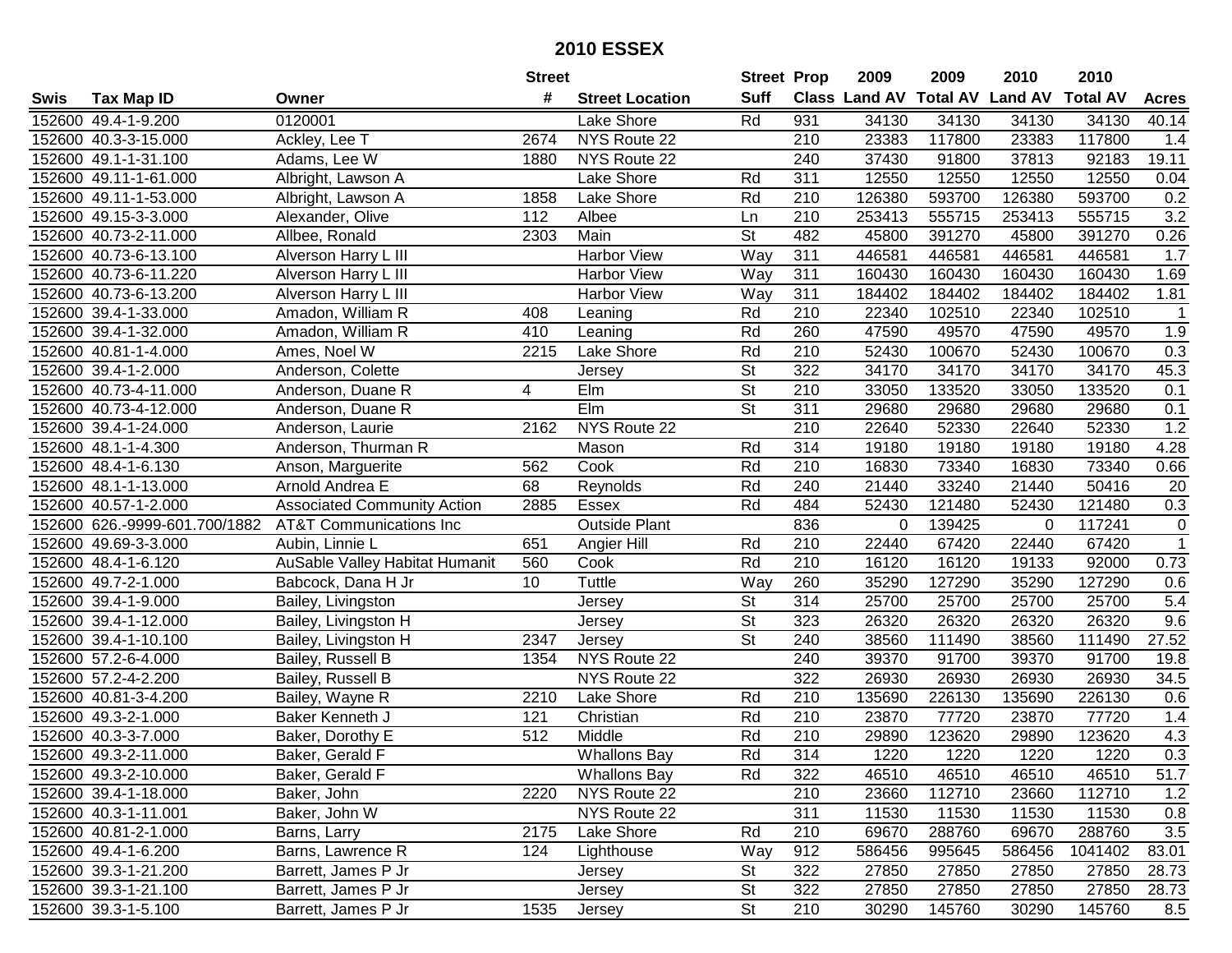# 2010 ESSEX

| Swis | Tax Map ID | Owner | Street # | Street Location | Street Suff | Prop Class | 2009 Land AV | 2009 Total AV | 2010 Land AV | 2010 Total AV | Acres |
|---|---|---|---|---|---|---|---|---|---|---|---|
| 152600 | 49.4-1-9.200 | 0120001 | | Lake Shore | Rd | 931 | 34130 | 34130 | 34130 | 34130 | 40.14 |
| 152600 | 40.3-3-15.000 | Ackley, Lee T | 2674 | NYS Route 22 | | 210 | 23383 | 117800 | 23383 | 117800 | 1.4 |
| 152600 | 49.1-1-31.100 | Adams, Lee W | 1880 | NYS Route 22 | | 240 | 37430 | 91800 | 37813 | 92183 | 19.11 |
| 152600 | 49.11-1-61.000 | Albright, Lawson A | | Lake Shore | Rd | 311 | 12550 | 12550 | 12550 | 12550 | 0.04 |
| 152600 | 49.11-1-53.000 | Albright, Lawson A | 1858 | Lake Shore | Rd | 210 | 126380 | 593700 | 126380 | 593700 | 0.2 |
| 152600 | 49.15-3-3.000 | Alexander, Olive | 112 | Albee | Ln | 210 | 253413 | 555715 | 253413 | 555715 | 3.2 |
| 152600 | 40.73-2-11.000 | Allbee, Ronald | 2303 | Main | St | 482 | 45800 | 391270 | 45800 | 391270 | 0.26 |
| 152600 | 40.73-6-13.100 | Alverson Harry L III | | Harbor View | Way | 311 | 446581 | 446581 | 446581 | 446581 | 1.7 |
| 152600 | 40.73-6-11.220 | Alverson Harry L III | | Harbor View | Way | 311 | 160430 | 160430 | 160430 | 160430 | 1.69 |
| 152600 | 40.73-6-13.200 | Alverson Harry L III | | Harbor View | Way | 311 | 184402 | 184402 | 184402 | 184402 | 1.81 |
| 152600 | 39.4-1-33.000 | Amadon, William R | 408 | Leaning | Rd | 210 | 22340 | 102510 | 22340 | 102510 | 1 |
| 152600 | 39.4-1-32.000 | Amadon, William R | 410 | Leaning | Rd | 260 | 47590 | 49570 | 47590 | 49570 | 1.9 |
| 152600 | 40.81-1-4.000 | Ames, Noel W | 2215 | Lake Shore | Rd | 210 | 52430 | 100670 | 52430 | 100670 | 0.3 |
| 152600 | 39.4-1-2.000 | Anderson, Colette | | Jersey | St | 322 | 34170 | 34170 | 34170 | 34170 | 45.3 |
| 152600 | 40.73-4-11.000 | Anderson, Duane R | 4 | Elm | St | 210 | 33050 | 133520 | 33050 | 133520 | 0.1 |
| 152600 | 40.73-4-12.000 | Anderson, Duane R | | Elm | St | 311 | 29680 | 29680 | 29680 | 29680 | 0.1 |
| 152600 | 39.4-1-24.000 | Anderson, Laurie | 2162 | NYS Route 22 | | 210 | 22640 | 52330 | 22640 | 52330 | 1.2 |
| 152600 | 48.1-1-4.300 | Anderson, Thurman R | | Mason | Rd | 314 | 19180 | 19180 | 19180 | 19180 | 4.28 |
| 152600 | 48.4-1-6.130 | Anson, Marguerite | 562 | Cook | Rd | 210 | 16830 | 73340 | 16830 | 73340 | 0.66 |
| 152600 | 48.1-1-13.000 | Arnold Andrea E | 68 | Reynolds | Rd | 240 | 21440 | 33240 | 21440 | 50416 | 20 |
| 152600 | 40.57-1-2.000 | Associated Community Action | 2885 | Essex | Rd | 484 | 52430 | 121480 | 52430 | 121480 | 0.3 |
| 152600 | 626.-9999-601.700/1882 | AT&T Communications Inc | | Outside Plant | | 836 | 0 | 139425 | 0 | 117241 | 0 |
| 152600 | 49.69-3-3.000 | Aubin, Linnie L | 651 | Angier Hill | Rd | 210 | 22440 | 67420 | 22440 | 67420 | 1 |
| 152600 | 48.4-1-6.120 | AuSable Valley Habitat Humanit | 560 | Cook | Rd | 210 | 16120 | 16120 | 19133 | 92000 | 0.73 |
| 152600 | 49.7-2-1.000 | Babcock, Dana H Jr | 10 | Tuttle | Way | 260 | 35290 | 127290 | 35290 | 127290 | 0.6 |
| 152600 | 39.4-1-9.000 | Bailey, Livingston | | Jersey | St | 314 | 25700 | 25700 | 25700 | 25700 | 5.4 |
| 152600 | 39.4-1-12.000 | Bailey, Livingston H | | Jersey | St | 323 | 26320 | 26320 | 26320 | 26320 | 9.6 |
| 152600 | 39.4-1-10.100 | Bailey, Livingston H | 2347 | Jersey | St | 240 | 38560 | 111490 | 38560 | 111490 | 27.52 |
| 152600 | 57.2-6-4.000 | Bailey, Russell B | 1354 | NYS Route 22 | | 240 | 39370 | 91700 | 39370 | 91700 | 19.8 |
| 152600 | 57.2-4-2.200 | Bailey, Russell B | | NYS Route 22 | | 322 | 26930 | 26930 | 26930 | 26930 | 34.5 |
| 152600 | 40.81-3-4.200 | Bailey, Wayne R | 2210 | Lake Shore | Rd | 210 | 135690 | 226130 | 135690 | 226130 | 0.6 |
| 152600 | 49.3-2-1.000 | Baker Kenneth J | 121 | Christian | Rd | 210 | 23870 | 77720 | 23870 | 77720 | 1.4 |
| 152600 | 40.3-3-7.000 | Baker, Dorothy E | 512 | Middle | Rd | 210 | 29890 | 123620 | 29890 | 123620 | 4.3 |
| 152600 | 49.3-2-11.000 | Baker, Gerald F | | Whallons Bay | Rd | 314 | 1220 | 1220 | 1220 | 1220 | 0.3 |
| 152600 | 49.3-2-10.000 | Baker, Gerald F | | Whallons Bay | Rd | 322 | 46510 | 46510 | 46510 | 46510 | 51.7 |
| 152600 | 39.4-1-18.000 | Baker, John | 2220 | NYS Route 22 | | 210 | 23660 | 112710 | 23660 | 112710 | 1.2 |
| 152600 | 40.3-1-11.001 | Baker, John W | | NYS Route 22 | | 311 | 11530 | 11530 | 11530 | 11530 | 0.8 |
| 152600 | 40.81-2-1.000 | Barns, Larry | 2175 | Lake Shore | Rd | 210 | 69670 | 288760 | 69670 | 288760 | 3.5 |
| 152600 | 49.4-1-6.200 | Barns, Lawrence R | 124 | Lighthouse | Way | 912 | 586456 | 995645 | 586456 | 1041402 | 83.01 |
| 152600 | 39.3-1-21.200 | Barrett, James P Jr | | Jersey | St | 322 | 27850 | 27850 | 27850 | 27850 | 28.73 |
| 152600 | 39.3-1-21.100 | Barrett, James P Jr | | Jersey | St | 322 | 27850 | 27850 | 27850 | 27850 | 28.73 |
| 152600 | 39.3-1-5.100 | Barrett, James P Jr | 1535 | Jersey | St | 210 | 30290 | 145760 | 30290 | 145760 | 8.5 |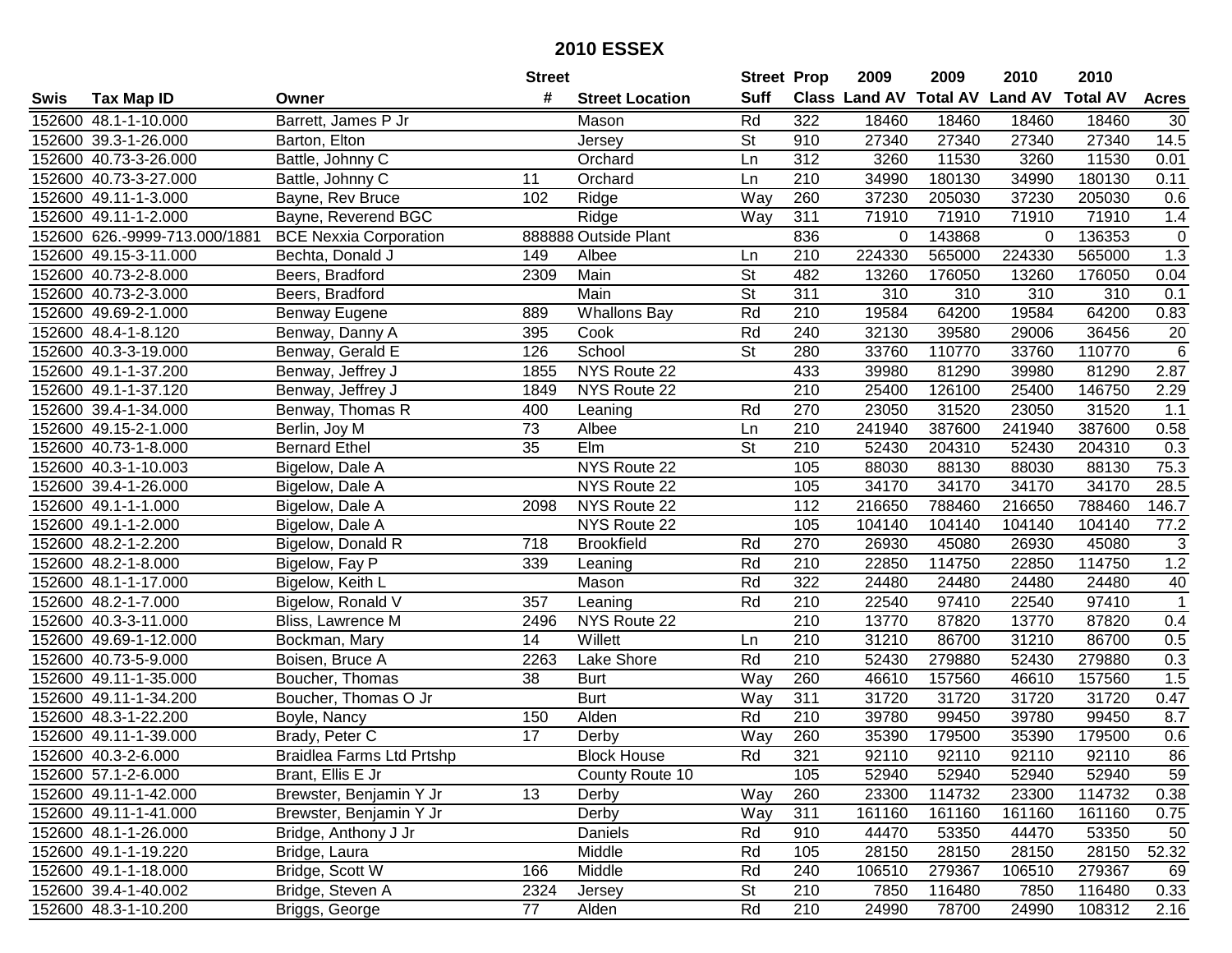## 2010 ESSEX

| Swis | Tax Map ID | Owner | Street # | Street Location | Street Suff | Prop Class | 2009 Land AV | 2009 Total AV | 2010 Land AV | 2010 Total AV | Acres |
|---|---|---|---|---|---|---|---|---|---|---|---|
| 152600 | 48.1-1-10.000 | Barrett, James P Jr | | Mason | Rd | 322 | 18460 | 18460 | 18460 | 18460 | 30 |
| 152600 | 39.3-1-26.000 | Barton, Elton | | Jersey | St | 910 | 27340 | 27340 | 27340 | 27340 | 14.5 |
| 152600 | 40.73-3-26.000 | Battle, Johnny C | | Orchard | Ln | 312 | 3260 | 11530 | 3260 | 11530 | 0.01 |
| 152600 | 40.73-3-27.000 | Battle, Johnny C | 11 | Orchard | Ln | 210 | 34990 | 180130 | 34990 | 180130 | 0.11 |
| 152600 | 49.11-1-3.000 | Bayne, Rev Bruce | 102 | Ridge | Way | 260 | 37230 | 205030 | 37230 | 205030 | 0.6 |
| 152600 | 49.11-1-2.000 | Bayne, Reverend BGC | | Ridge | Way | 311 | 71910 | 71910 | 71910 | 71910 | 1.4 |
| 152600 | 626.-9999-713.000/1881 | BCE Nexxia Corporation | 888888 | Outside Plant | | 836 | 0 | 143868 | 0 | 136353 | 0 |
| 152600 | 49.15-3-11.000 | Bechta, Donald J | 149 | Albee | Ln | 210 | 224330 | 565000 | 224330 | 565000 | 1.3 |
| 152600 | 40.73-2-8.000 | Beers, Bradford | 2309 | Main | St | 482 | 13260 | 176050 | 13260 | 176050 | 0.04 |
| 152600 | 40.73-2-3.000 | Beers, Bradford | | Main | St | 311 | 310 | 310 | 310 | 310 | 0.1 |
| 152600 | 49.69-2-1.000 | Benway Eugene | 889 | Whallons Bay | Rd | 210 | 19584 | 64200 | 19584 | 64200 | 0.83 |
| 152600 | 48.4-1-8.120 | Benway, Danny A | 395 | Cook | Rd | 240 | 32130 | 39580 | 29006 | 36456 | 20 |
| 152600 | 40.3-3-19.000 | Benway, Gerald E | 126 | School | St | 280 | 33760 | 110770 | 33760 | 110770 | 6 |
| 152600 | 49.1-1-37.200 | Benway, Jeffrey J | 1855 | NYS Route 22 | | 433 | 39980 | 81290 | 39980 | 81290 | 2.87 |
| 152600 | 49.1-1-37.120 | Benway, Jeffrey J | 1849 | NYS Route 22 | | 210 | 25400 | 126100 | 25400 | 146750 | 2.29 |
| 152600 | 39.4-1-34.000 | Benway, Thomas R | 400 | Leaning | Rd | 270 | 23050 | 31520 | 23050 | 31520 | 1.1 |
| 152600 | 49.15-2-1.000 | Berlin, Joy M | 73 | Albee | Ln | 210 | 241940 | 387600 | 241940 | 387600 | 0.58 |
| 152600 | 40.73-1-8.000 | Bernard Ethel | 35 | Elm | St | 210 | 52430 | 204310 | 52430 | 204310 | 0.3 |
| 152600 | 40.3-1-10.003 | Bigelow, Dale A | | NYS Route 22 | | 105 | 88030 | 88130 | 88030 | 88130 | 75.3 |
| 152600 | 39.4-1-26.000 | Bigelow, Dale A | | NYS Route 22 | | 105 | 34170 | 34170 | 34170 | 34170 | 28.5 |
| 152600 | 49.1-1-1.000 | Bigelow, Dale A | 2098 | NYS Route 22 | | 112 | 216650 | 788460 | 216650 | 788460 | 146.7 |
| 152600 | 49.1-1-2.000 | Bigelow, Dale A | | NYS Route 22 | | 105 | 104140 | 104140 | 104140 | 104140 | 77.2 |
| 152600 | 48.2-1-2.200 | Bigelow, Donald R | 718 | Brookfield | Rd | 270 | 26930 | 45080 | 26930 | 45080 | 3 |
| 152600 | 48.2-1-8.000 | Bigelow, Fay P | 339 | Leaning | Rd | 210 | 22850 | 114750 | 22850 | 114750 | 1.2 |
| 152600 | 48.1-1-17.000 | Bigelow, Keith L | | Mason | Rd | 322 | 24480 | 24480 | 24480 | 24480 | 40 |
| 152600 | 48.2-1-7.000 | Bigelow, Ronald V | 357 | Leaning | Rd | 210 | 22540 | 97410 | 22540 | 97410 | 1 |
| 152600 | 40.3-3-11.000 | Bliss, Lawrence M | 2496 | NYS Route 22 | | 210 | 13770 | 87820 | 13770 | 87820 | 0.4 |
| 152600 | 49.69-1-12.000 | Bockman, Mary | 14 | Willett | Ln | 210 | 31210 | 86700 | 31210 | 86700 | 0.5 |
| 152600 | 40.73-5-9.000 | Boisen, Bruce A | 2263 | Lake Shore | Rd | 210 | 52430 | 279880 | 52430 | 279880 | 0.3 |
| 152600 | 49.11-1-35.000 | Boucher, Thomas | 38 | Burt | Way | 260 | 46610 | 157560 | 46610 | 157560 | 1.5 |
| 152600 | 49.11-1-34.200 | Boucher, Thomas O Jr | | Burt | Way | 311 | 31720 | 31720 | 31720 | 31720 | 0.47 |
| 152600 | 48.3-1-22.200 | Boyle, Nancy | 150 | Alden | Rd | 210 | 39780 | 99450 | 39780 | 99450 | 8.7 |
| 152600 | 49.11-1-39.000 | Brady, Peter C | 17 | Derby | Way | 260 | 35390 | 179500 | 35390 | 179500 | 0.6 |
| 152600 | 40.3-2-6.000 | Braidlea Farms Ltd Prtshp | | Block House | Rd | 321 | 92110 | 92110 | 92110 | 92110 | 86 |
| 152600 | 57.1-2-6.000 | Brant, Ellis E Jr | | County Route 10 | | 105 | 52940 | 52940 | 52940 | 52940 | 59 |
| 152600 | 49.11-1-42.000 | Brewster, Benjamin Y Jr | 13 | Derby | Way | 260 | 23300 | 114732 | 23300 | 114732 | 0.38 |
| 152600 | 49.11-1-41.000 | Brewster, Benjamin Y Jr | | Derby | Way | 311 | 161160 | 161160 | 161160 | 161160 | 0.75 |
| 152600 | 48.1-1-26.000 | Bridge, Anthony J Jr | | Daniels | Rd | 910 | 44470 | 53350 | 44470 | 53350 | 50 |
| 152600 | 49.1-1-19.220 | Bridge, Laura | | Middle | Rd | 105 | 28150 | 28150 | 28150 | 28150 | 52.32 |
| 152600 | 49.1-1-18.000 | Bridge, Scott W | 166 | Middle | Rd | 240 | 106510 | 279367 | 106510 | 279367 | 69 |
| 152600 | 39.4-1-40.002 | Bridge, Steven A | 2324 | Jersey | St | 210 | 7850 | 116480 | 7850 | 116480 | 0.33 |
| 152600 | 48.3-1-10.200 | Briggs, George | 77 | Alden | Rd | 210 | 24990 | 78700 | 24990 | 108312 | 2.16 |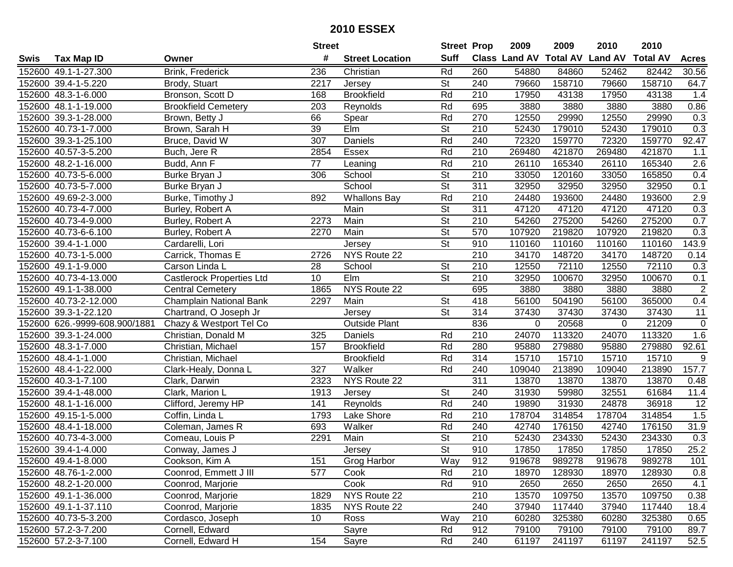## 2010 ESSEX

| Swis | Tax Map ID | Owner | Street # | Street Location | Street Suff | Prop Class | 2009 Land AV | 2009 Total AV | 2010 Land AV | 2010 Total AV | Acres |
|---|---|---|---|---|---|---|---|---|---|---|---|
| 152600 | 49.1-1-27.300 | Brink, Frederick | 236 | Christian | Rd | 260 | 54880 | 84860 | 52462 | 82442 | 30.56 |
| 152600 | 39.4-1-5.220 | Brody, Stuart | 2217 | Jersey | St | 240 | 79660 | 158710 | 79660 | 158710 | 64.7 |
| 152600 | 48.3-1-6.000 | Bronson, Scott D | 168 | Brookfield | Rd | 210 | 17950 | 43138 | 17950 | 43138 | 1.4 |
| 152600 | 48.1-1-19.000 | Brookfield Cemetery | 203 | Reynolds | Rd | 695 | 3880 | 3880 | 3880 | 3880 | 0.86 |
| 152600 | 39.3-1-28.000 | Brown, Betty J | 66 | Spear | Rd | 270 | 12550 | 29990 | 12550 | 29990 | 0.3 |
| 152600 | 40.73-1-7.000 | Brown, Sarah H | 39 | Elm | St | 210 | 52430 | 179010 | 52430 | 179010 | 0.3 |
| 152600 | 39.3-1-25.100 | Bruce, David W | 307 | Daniels | Rd | 240 | 72320 | 159770 | 72320 | 159770 | 92.47 |
| 152600 | 40.57-3-5.200 | Buch, Jere R | 2854 | Essex | Rd | 210 | 269480 | 421870 | 269480 | 421870 | 1.1 |
| 152600 | 48.2-1-16.000 | Budd, Ann F | 77 | Leaning | Rd | 210 | 26110 | 165340 | 26110 | 165340 | 2.6 |
| 152600 | 40.73-5-6.000 | Burke Bryan J | 306 | School | St | 210 | 33050 | 120160 | 33050 | 165850 | 0.4 |
| 152600 | 40.73-5-7.000 | Burke Bryan J | | School | St | 311 | 32950 | 32950 | 32950 | 32950 | 0.1 |
| 152600 | 49.69-2-3.000 | Burke, Timothy J | 892 | Whallons Bay | Rd | 210 | 24480 | 193600 | 24480 | 193600 | 2.9 |
| 152600 | 40.73-4-7.000 | Burley, Robert A | | Main | St | 311 | 47120 | 47120 | 47120 | 47120 | 0.3 |
| 152600 | 40.73-4-9.000 | Burley, Robert A | 2273 | Main | St | 210 | 54260 | 275200 | 54260 | 275200 | 0.7 |
| 152600 | 40.73-6-6.100 | Burley, Robert A | 2270 | Main | St | 570 | 107920 | 219820 | 107920 | 219820 | 0.3 |
| 152600 | 39.4-1-1.000 | Cardarelli, Lori | | Jersey | St | 910 | 110160 | 110160 | 110160 | 110160 | 143.9 |
| 152600 | 40.73-1-5.000 | Carrick, Thomas E | 2726 | NYS Route 22 | | 210 | 34170 | 148720 | 34170 | 148720 | 0.14 |
| 152600 | 49.1-1-9.000 | Carson Linda L | 28 | School | St | 210 | 12550 | 72110 | 12550 | 72110 | 0.3 |
| 152600 | 40.73-4-13.000 | Castlerock Properties Ltd | 10 | Elm | St | 210 | 32950 | 100670 | 32950 | 100670 | 0.1 |
| 152600 | 49.1-1-38.000 | Central Cemetery | 1865 | NYS Route 22 | | 695 | 3880 | 3880 | 3880 | 3880 | 2 |
| 152600 | 40.73-2-12.000 | Champlain National Bank | 2297 | Main | St | 418 | 56100 | 504190 | 56100 | 365000 | 0.4 |
| 152600 | 39.3-1-22.120 | Chartrand, O Joseph Jr | | Jersey | St | 314 | 37430 | 37430 | 37430 | 37430 | 11 |
| 152600 | 626.-9999-608.900/1881 | Chazy & Westport Tel Co | | Outside Plant | | 836 | 0 | 20568 | 0 | 21209 | 0 |
| 152600 | 39.3-1-24.000 | Christian, Donald M | 325 | Daniels | Rd | 210 | 24070 | 113320 | 24070 | 113320 | 1.6 |
| 152600 | 48.3-1-7.000 | Christian, Michael | 157 | Brookfield | Rd | 280 | 95880 | 279880 | 95880 | 279880 | 92.61 |
| 152600 | 48.4-1-1.000 | Christian, Michael | | Brookfield | Rd | 314 | 15710 | 15710 | 15710 | 15710 | 9 |
| 152600 | 48.4-1-22.000 | Clark-Healy, Donna L | 327 | Walker | Rd | 240 | 109040 | 213890 | 109040 | 213890 | 157.7 |
| 152600 | 40.3-1-7.100 | Clark, Darwin | 2323 | NYS Route 22 | | 311 | 13870 | 13870 | 13870 | 13870 | 0.48 |
| 152600 | 39.4-1-48.000 | Clark, Marion L | 1913 | Jersey | St | 240 | 31930 | 59980 | 32551 | 61684 | 11.4 |
| 152600 | 48.1-1-16.000 | Clifford, Jeremy HP | 141 | Reynolds | Rd | 240 | 19890 | 31930 | 24878 | 36918 | 12 |
| 152600 | 49.15-1-5.000 | Coffin, Linda L | 1793 | Lake Shore | Rd | 210 | 178704 | 314854 | 178704 | 314854 | 1.5 |
| 152600 | 48.4-1-18.000 | Coleman, James R | 693 | Walker | Rd | 240 | 42740 | 176150 | 42740 | 176150 | 31.9 |
| 152600 | 40.73-4-3.000 | Comeau, Louis P | 2291 | Main | St | 210 | 52430 | 234330 | 52430 | 234330 | 0.3 |
| 152600 | 39.4-1-4.000 | Conway, James J | | Jersey | St | 910 | 17850 | 17850 | 17850 | 17850 | 25.2 |
| 152600 | 49.4-1-8.000 | Cookson, Kim A | 151 | Grog Harbor | Way | 912 | 919678 | 989278 | 919678 | 989278 | 101 |
| 152600 | 48.76-1-2.000 | Coonrod, Emmett J III | 577 | Cook | Rd | 210 | 18970 | 128930 | 18970 | 128930 | 0.8 |
| 152600 | 48.2-1-20.000 | Coonrod, Marjorie | | Cook | Rd | 910 | 2650 | 2650 | 2650 | 2650 | 4.1 |
| 152600 | 49.1-1-36.000 | Coonrod, Marjorie | 1829 | NYS Route 22 | | 210 | 13570 | 109750 | 13570 | 109750 | 0.38 |
| 152600 | 49.1-1-37.110 | Coonrod, Marjorie | 1835 | NYS Route 22 | | 240 | 37940 | 117440 | 37940 | 117440 | 18.4 |
| 152600 | 40.73-5-3.200 | Cordasco, Joseph | 10 | Ross | Way | 210 | 60280 | 325380 | 60280 | 325380 | 0.65 |
| 152600 | 57.2-3-7.200 | Cornell, Edward | | Sayre | Rd | 912 | 79100 | 79100 | 79100 | 79100 | 89.7 |
| 152600 | 57.2-3-7.100 | Cornell, Edward H | 154 | Sayre | Rd | 240 | 61197 | 241197 | 61197 | 241197 | 52.5 |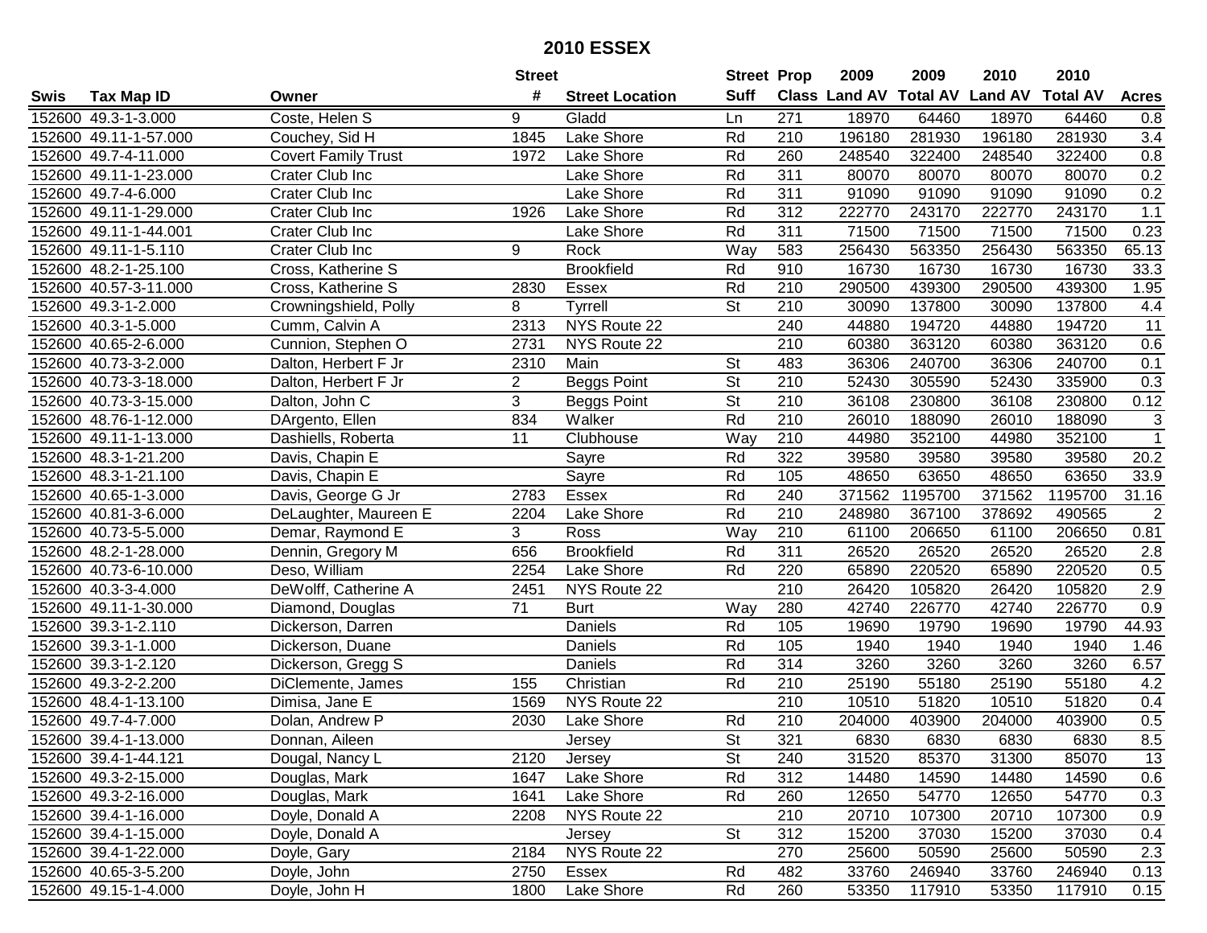# 2010 ESSEX

| Swis | Tax Map ID | Owner | Street # | Street Location | Street Suff | Prop Class | 2009 Land AV | 2009 Total AV | 2010 Land AV | 2010 Total AV | Acres |
|---|---|---|---|---|---|---|---|---|---|---|---|
| 152600 | 49.3-1-3.000 | Coste, Helen S | 9 | Gladd | Ln | 271 | 18970 | 64460 | 18970 | 64460 | 0.8 |
| 152600 | 49.11-1-57.000 | Couchey, Sid H | 1845 | Lake Shore | Rd | 210 | 196180 | 281930 | 196180 | 281930 | 3.4 |
| 152600 | 49.7-4-11.000 | Covert Family Trust | 1972 | Lake Shore | Rd | 260 | 248540 | 322400 | 248540 | 322400 | 0.8 |
| 152600 | 49.11-1-23.000 | Crater Club Inc | | Lake Shore | Rd | 311 | 80070 | 80070 | 80070 | 80070 | 0.2 |
| 152600 | 49.7-4-6.000 | Crater Club Inc | | Lake Shore | Rd | 311 | 91090 | 91090 | 91090 | 91090 | 0.2 |
| 152600 | 49.11-1-29.000 | Crater Club Inc | 1926 | Lake Shore | Rd | 312 | 222770 | 243170 | 222770 | 243170 | 1.1 |
| 152600 | 49.11-1-44.001 | Crater Club Inc | | Lake Shore | Rd | 311 | 71500 | 71500 | 71500 | 71500 | 0.23 |
| 152600 | 49.11-1-5.110 | Crater Club Inc | 9 | Rock | Way | 583 | 256430 | 563350 | 256430 | 563350 | 65.13 |
| 152600 | 48.2-1-25.100 | Cross, Katherine S | | Brookfield | Rd | 910 | 16730 | 16730 | 16730 | 16730 | 33.3 |
| 152600 | 40.57-3-11.000 | Cross, Katherine S | 2830 | Essex | Rd | 210 | 290500 | 439300 | 290500 | 439300 | 1.95 |
| 152600 | 49.3-1-2.000 | Crowningshield, Polly | 8 | Tyrrell | St | 210 | 30090 | 137800 | 30090 | 137800 | 4.4 |
| 152600 | 40.3-1-5.000 | Cumm, Calvin A | 2313 | NYS Route 22 | | 240 | 44880 | 194720 | 44880 | 194720 | 11 |
| 152600 | 40.65-2-6.000 | Cunnion, Stephen O | 2731 | NYS Route 22 | | 210 | 60380 | 363120 | 60380 | 363120 | 0.6 |
| 152600 | 40.73-3-2.000 | Dalton, Herbert F Jr | 2310 | Main | St | 483 | 36306 | 240700 | 36306 | 240700 | 0.1 |
| 152600 | 40.73-3-18.000 | Dalton, Herbert F Jr | 2 | Beggs Point | St | 210 | 52430 | 305590 | 52430 | 335900 | 0.3 |
| 152600 | 40.73-3-15.000 | Dalton, John C | 3 | Beggs Point | St | 210 | 36108 | 230800 | 36108 | 230800 | 0.12 |
| 152600 | 48.76-1-12.000 | DArgento, Ellen | 834 | Walker | Rd | 210 | 26010 | 188090 | 26010 | 188090 | 3 |
| 152600 | 49.11-1-13.000 | Dashiells, Roberta | 11 | Clubhouse | Way | 210 | 44980 | 352100 | 44980 | 352100 | 1 |
| 152600 | 48.3-1-21.200 | Davis, Chapin E | | Sayre | Rd | 322 | 39580 | 39580 | 39580 | 39580 | 20.2 |
| 152600 | 48.3-1-21.100 | Davis, Chapin E | | Sayre | Rd | 105 | 48650 | 63650 | 48650 | 63650 | 33.9 |
| 152600 | 40.65-1-3.000 | Davis, George G Jr | 2783 | Essex | Rd | 240 | 371562 | 1195700 | 371562 | 1195700 | 31.16 |
| 152600 | 40.81-3-6.000 | DeLaughter, Maureen E | 2204 | Lake Shore | Rd | 210 | 248980 | 367100 | 378692 | 490565 | 2 |
| 152600 | 40.73-5-5.000 | Demar, Raymond E | 3 | Ross | Way | 210 | 61100 | 206650 | 61100 | 206650 | 0.81 |
| 152600 | 48.2-1-28.000 | Dennin, Gregory M | 656 | Brookfield | Rd | 311 | 26520 | 26520 | 26520 | 26520 | 2.8 |
| 152600 | 40.73-6-10.000 | Deso, William | 2254 | Lake Shore | Rd | 220 | 65890 | 220520 | 65890 | 220520 | 0.5 |
| 152600 | 40.3-3-4.000 | DeWolff, Catherine A | 2451 | NYS Route 22 | | 210 | 26420 | 105820 | 26420 | 105820 | 2.9 |
| 152600 | 49.11-1-30.000 | Diamond, Douglas | 71 | Burt | Way | 280 | 42740 | 226770 | 42740 | 226770 | 0.9 |
| 152600 | 39.3-1-2.110 | Dickerson, Darren | | Daniels | Rd | 105 | 19690 | 19790 | 19690 | 19790 | 44.93 |
| 152600 | 39.3-1-1.000 | Dickerson, Duane | | Daniels | Rd | 105 | 1940 | 1940 | 1940 | 1940 | 1.46 |
| 152600 | 39.3-1-2.120 | Dickerson, Gregg S | | Daniels | Rd | 314 | 3260 | 3260 | 3260 | 3260 | 6.57 |
| 152600 | 49.3-2-2.200 | DiClemente, James | 155 | Christian | Rd | 210 | 25190 | 55180 | 25190 | 55180 | 4.2 |
| 152600 | 48.4-1-13.100 | Dimisa, Jane E | 1569 | NYS Route 22 | | 210 | 10510 | 51820 | 10510 | 51820 | 0.4 |
| 152600 | 49.7-4-7.000 | Dolan, Andrew P | 2030 | Lake Shore | Rd | 210 | 204000 | 403900 | 204000 | 403900 | 0.5 |
| 152600 | 39.4-1-13.000 | Donnan, Aileen | | Jersey | St | 321 | 6830 | 6830 | 6830 | 6830 | 8.5 |
| 152600 | 39.4-1-44.121 | Dougal, Nancy L | 2120 | Jersey | St | 240 | 31520 | 85370 | 31300 | 85070 | 13 |
| 152600 | 49.3-2-15.000 | Douglas, Mark | 1647 | Lake Shore | Rd | 312 | 14480 | 14590 | 14480 | 14590 | 0.6 |
| 152600 | 49.3-2-16.000 | Douglas, Mark | 1641 | Lake Shore | Rd | 260 | 12650 | 54770 | 12650 | 54770 | 0.3 |
| 152600 | 39.4-1-16.000 | Doyle, Donald A | 2208 | NYS Route 22 | | 210 | 20710 | 107300 | 20710 | 107300 | 0.9 |
| 152600 | 39.4-1-15.000 | Doyle, Donald A | | Jersey | St | 312 | 15200 | 37030 | 15200 | 37030 | 0.4 |
| 152600 | 39.4-1-22.000 | Doyle, Gary | 2184 | NYS Route 22 | | 270 | 25600 | 50590 | 25600 | 50590 | 2.3 |
| 152600 | 40.65-3-5.200 | Doyle, John | 2750 | Essex | Rd | 482 | 33760 | 246940 | 33760 | 246940 | 0.13 |
| 152600 | 49.15-1-4.000 | Doyle, John H | 1800 | Lake Shore | Rd | 260 | 53350 | 117910 | 53350 | 117910 | 0.15 |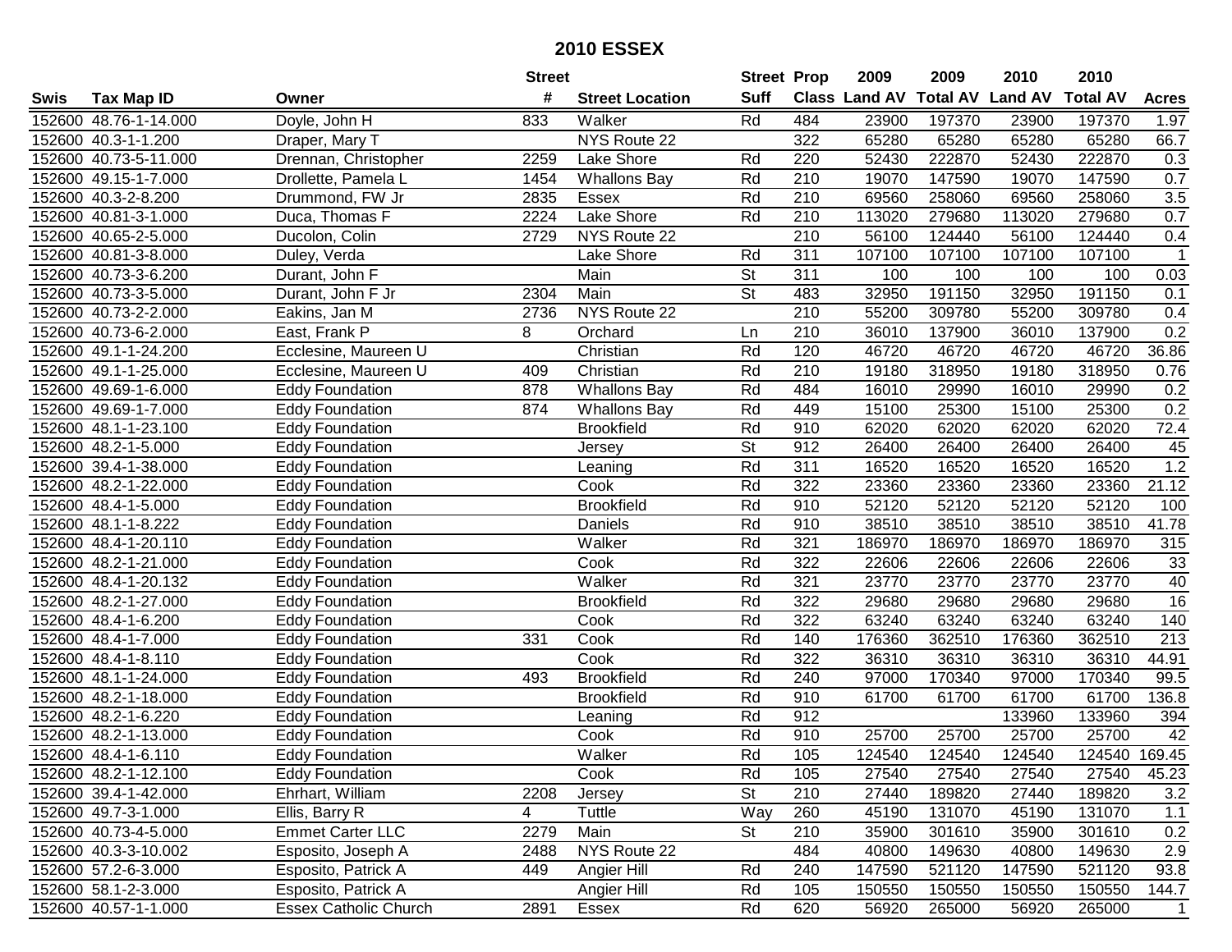# 2010 ESSEX

| Swis | Tax Map ID | Owner | Street # | Street Location | Street Suff | Prop Class | 2009 Land AV | 2009 Total AV | 2010 Land AV | 2010 Total AV | Acres |
|---|---|---|---|---|---|---|---|---|---|---|---|
| 152600 | 48.76-1-14.000 | Doyle, John H | 833 | Walker | Rd | 484 | 23900 | 197370 | 23900 | 197370 | 1.97 |
| 152600 | 40.3-1-1.200 | Draper, Mary T | | NYS Route 22 | | 322 | 65280 | 65280 | 65280 | 65280 | 66.7 |
| 152600 | 40.73-5-11.000 | Drennan, Christopher | 2259 | Lake Shore | Rd | 220 | 52430 | 222870 | 52430 | 222870 | 0.3 |
| 152600 | 49.15-1-7.000 | Drollette, Pamela L | 1454 | Whallons Bay | Rd | 210 | 19070 | 147590 | 19070 | 147590 | 0.7 |
| 152600 | 40.3-2-8.200 | Drummond, FW Jr | 2835 | Essex | Rd | 210 | 69560 | 258060 | 69560 | 258060 | 3.5 |
| 152600 | 40.81-3-1.000 | Duca, Thomas F | 2224 | Lake Shore | Rd | 210 | 113020 | 279680 | 113020 | 279680 | 0.7 |
| 152600 | 40.65-2-5.000 | Ducolon, Colin | 2729 | NYS Route 22 | | 210 | 56100 | 124440 | 56100 | 124440 | 0.4 |
| 152600 | 40.81-3-8.000 | Duley, Verda | | Lake Shore | Rd | 311 | 107100 | 107100 | 107100 | 107100 | 1 |
| 152600 | 40.73-3-6.200 | Durant, John F | | Main | St | 311 | 100 | 100 | 100 | 100 | 0.03 |
| 152600 | 40.73-3-5.000 | Durant, John F Jr | 2304 | Main | St | 483 | 32950 | 191150 | 32950 | 191150 | 0.1 |
| 152600 | 40.73-2-2.000 | Eakins, Jan M | 2736 | NYS Route 22 | | 210 | 55200 | 309780 | 55200 | 309780 | 0.4 |
| 152600 | 40.73-6-2.000 | East, Frank P | 8 | Orchard | Ln | 210 | 36010 | 137900 | 36010 | 137900 | 0.2 |
| 152600 | 49.1-1-24.200 | Ecclesine, Maureen U | | Christian | Rd | 120 | 46720 | 46720 | 46720 | 46720 | 36.86 |
| 152600 | 49.1-1-25.000 | Ecclesine, Maureen U | 409 | Christian | Rd | 210 | 19180 | 318950 | 19180 | 318950 | 0.76 |
| 152600 | 49.69-1-6.000 | Eddy Foundation | 878 | Whallons Bay | Rd | 484 | 16010 | 29990 | 16010 | 29990 | 0.2 |
| 152600 | 49.69-1-7.000 | Eddy Foundation | 874 | Whallons Bay | Rd | 449 | 15100 | 25300 | 15100 | 25300 | 0.2 |
| 152600 | 48.1-1-23.100 | Eddy Foundation | | Brookfield | Rd | 910 | 62020 | 62020 | 62020 | 62020 | 72.4 |
| 152600 | 48.2-1-5.000 | Eddy Foundation | | Jersey | St | 912 | 26400 | 26400 | 26400 | 26400 | 45 |
| 152600 | 39.4-1-38.000 | Eddy Foundation | | Leaning | Rd | 311 | 16520 | 16520 | 16520 | 16520 | 1.2 |
| 152600 | 48.2-1-22.000 | Eddy Foundation | | Cook | Rd | 322 | 23360 | 23360 | 23360 | 23360 | 21.12 |
| 152600 | 48.4-1-5.000 | Eddy Foundation | | Brookfield | Rd | 910 | 52120 | 52120 | 52120 | 52120 | 100 |
| 152600 | 48.1-1-8.222 | Eddy Foundation | | Daniels | Rd | 910 | 38510 | 38510 | 38510 | 38510 | 41.78 |
| 152600 | 48.4-1-20.110 | Eddy Foundation | | Walker | Rd | 321 | 186970 | 186970 | 186970 | 186970 | 315 |
| 152600 | 48.2-1-21.000 | Eddy Foundation | | Cook | Rd | 322 | 22606 | 22606 | 22606 | 22606 | 33 |
| 152600 | 48.4-1-20.132 | Eddy Foundation | | Walker | Rd | 321 | 23770 | 23770 | 23770 | 23770 | 40 |
| 152600 | 48.2-1-27.000 | Eddy Foundation | | Brookfield | Rd | 322 | 29680 | 29680 | 29680 | 29680 | 16 |
| 152600 | 48.4-1-6.200 | Eddy Foundation | | Cook | Rd | 322 | 63240 | 63240 | 63240 | 63240 | 140 |
| 152600 | 48.4-1-7.000 | Eddy Foundation | 331 | Cook | Rd | 140 | 176360 | 362510 | 176360 | 362510 | 213 |
| 152600 | 48.4-1-8.110 | Eddy Foundation | | Cook | Rd | 322 | 36310 | 36310 | 36310 | 36310 | 44.91 |
| 152600 | 48.1-1-24.000 | Eddy Foundation | 493 | Brookfield | Rd | 240 | 97000 | 170340 | 97000 | 170340 | 99.5 |
| 152600 | 48.2-1-18.000 | Eddy Foundation | | Brookfield | Rd | 910 | 61700 | 61700 | 61700 | 61700 | 136.8 |
| 152600 | 48.2-1-6.220 | Eddy Foundation | | Leaning | Rd | 912 | | | 133960 | 133960 | 394 |
| 152600 | 48.2-1-13.000 | Eddy Foundation | | Cook | Rd | 910 | 25700 | 25700 | 25700 | 25700 | 42 |
| 152600 | 48.4-1-6.110 | Eddy Foundation | | Walker | Rd | 105 | 124540 | 124540 | 124540 | 124540 | 169.45 |
| 152600 | 48.2-1-12.100 | Eddy Foundation | | Cook | Rd | 105 | 27540 | 27540 | 27540 | 27540 | 45.23 |
| 152600 | 39.4-1-42.000 | Ehrhart, William | 2208 | Jersey | St | 210 | 27440 | 189820 | 27440 | 189820 | 3.2 |
| 152600 | 49.7-3-1.000 | Ellis, Barry R | 4 | Tuttle | Way | 260 | 45190 | 131070 | 45190 | 131070 | 1.1 |
| 152600 | 40.73-4-5.000 | Emmet Carter LLC | 2279 | Main | St | 210 | 35900 | 301610 | 35900 | 301610 | 0.2 |
| 152600 | 40.3-3-10.002 | Esposito, Joseph A | 2488 | NYS Route 22 | | 484 | 40800 | 149630 | 40800 | 149630 | 2.9 |
| 152600 | 57.2-6-3.000 | Esposito, Patrick A | 449 | Angier Hill | Rd | 240 | 147590 | 521120 | 147590 | 521120 | 93.8 |
| 152600 | 58.1-2-3.000 | Esposito, Patrick A | | Angier Hill | Rd | 105 | 150550 | 150550 | 150550 | 150550 | 144.7 |
| 152600 | 40.57-1-1.000 | Essex Catholic Church | 2891 | Essex | Rd | 620 | 56920 | 265000 | 56920 | 265000 | 1 |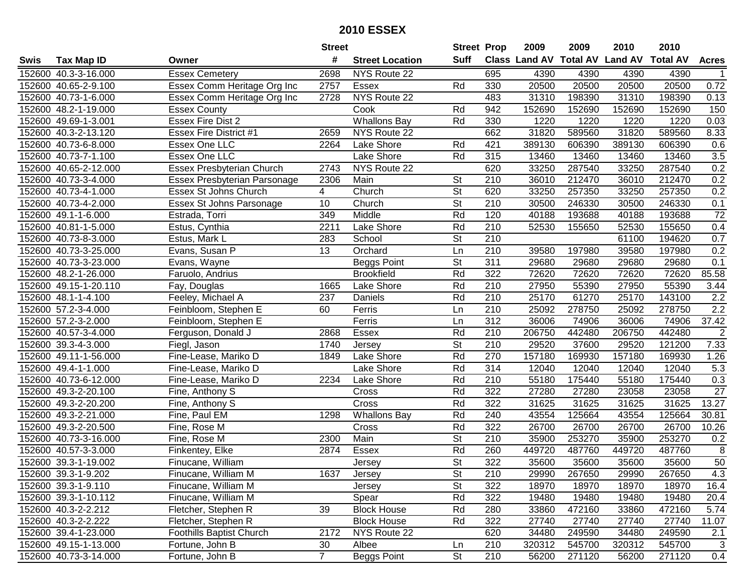# 2010 ESSEX

| Swis | Tax Map ID | Owner | Street # | Street Location | Street Suff | Prop Class | 2009 Land AV | 2009 Total AV | 2010 Land AV | 2010 Total AV | Acres |
|---|---|---|---|---|---|---|---|---|---|---|---|
| 152600 | 40.3-3-16.000 | Essex Cemetery | 2698 | NYS Route 22 | | 695 | 4390 | 4390 | 4390 | 4390 | 1 |
| 152600 | 40.65-2-9.100 | Essex Comm Heritage Org Inc | 2757 | Essex | Rd | 330 | 20500 | 20500 | 20500 | 20500 | 0.72 |
| 152600 | 40.73-1-6.000 | Essex Comm Heritage Org Inc | 2728 | NYS Route 22 | | 483 | 31310 | 198390 | 31310 | 198390 | 0.13 |
| 152600 | 48.2-1-19.000 | Essex County | | Cook | Rd | 942 | 152690 | 152690 | 152690 | 152690 | 150 |
| 152600 | 49.69-1-3.001 | Essex Fire Dist 2 | | Whallons Bay | Rd | 330 | 1220 | 1220 | 1220 | 1220 | 0.03 |
| 152600 | 40.3-2-13.120 | Essex Fire District #1 | 2659 | NYS Route 22 | | 662 | 31820 | 589560 | 31820 | 589560 | 8.33 |
| 152600 | 40.73-6-8.000 | Essex One LLC | 2264 | Lake Shore | Rd | 421 | 389130 | 606390 | 389130 | 606390 | 0.6 |
| 152600 | 40.73-7-1.100 | Essex One LLC | | Lake Shore | Rd | 315 | 13460 | 13460 | 13460 | 13460 | 3.5 |
| 152600 | 40.65-2-12.000 | Essex Presbyterian Church | 2743 | NYS Route 22 | | 620 | 33250 | 287540 | 33250 | 287540 | 0.2 |
| 152600 | 40.73-3-4.000 | Essex Presbyterian Parsonage | 2306 | Main | St | 210 | 36010 | 212470 | 36010 | 212470 | 0.2 |
| 152600 | 40.73-4-1.000 | Essex St Johns Church | 4 | Church | St | 620 | 33250 | 257350 | 33250 | 257350 | 0.2 |
| 152600 | 40.73-4-2.000 | Essex St Johns Parsonage | 10 | Church | St | 210 | 30500 | 246330 | 30500 | 246330 | 0.1 |
| 152600 | 49.1-1-6.000 | Estrada, Torri | 349 | Middle | Rd | 120 | 40188 | 193688 | 40188 | 193688 | 72 |
| 152600 | 40.81-1-5.000 | Estus, Cynthia | 2211 | Lake Shore | Rd | 210 | 52530 | 155650 | 52530 | 155650 | 0.4 |
| 152600 | 40.73-8-3.000 | Estus, Mark L | 283 | School | St | 210 | | | 61100 | 194620 | 0.7 |
| 152600 | 40.73-3-25.000 | Evans, Susan P | 13 | Orchard | Ln | 210 | 39580 | 197980 | 39580 | 197980 | 0.2 |
| 152600 | 40.73-3-23.000 | Evans, Wayne | | Beggs Point | St | 311 | 29680 | 29680 | 29680 | 29680 | 0.1 |
| 152600 | 48.2-1-26.000 | Faruolo, Andrius | | Brookfield | Rd | 322 | 72620 | 72620 | 72620 | 72620 | 85.58 |
| 152600 | 49.15-1-20.110 | Fay, Douglas | 1665 | Lake Shore | Rd | 210 | 27950 | 55390 | 27950 | 55390 | 3.44 |
| 152600 | 48.1-1-4.100 | Feeley, Michael A | 237 | Daniels | Rd | 210 | 25170 | 61270 | 25170 | 143100 | 2.2 |
| 152600 | 57.2-3-4.000 | Feinbloom, Stephen E | 60 | Ferris | Ln | 210 | 25092 | 278750 | 25092 | 278750 | 2.2 |
| 152600 | 57.2-3-2.000 | Feinbloom, Stephen E | | Ferris | Ln | 312 | 36006 | 74906 | 36006 | 74906 | 37.42 |
| 152600 | 40.57-3-4.000 | Ferguson, Donald J | 2868 | Essex | Rd | 210 | 206750 | 442480 | 206750 | 442480 | 2 |
| 152600 | 39.3-4-3.000 | Fiegl, Jason | 1740 | Jersey | St | 210 | 29520 | 37600 | 29520 | 121200 | 7.33 |
| 152600 | 49.11-1-56.000 | Fine-Lease, Mariko D | 1849 | Lake Shore | Rd | 270 | 157180 | 169930 | 157180 | 169930 | 1.26 |
| 152600 | 49.4-1-1.000 | Fine-Lease, Mariko D | | Lake Shore | Rd | 314 | 12040 | 12040 | 12040 | 12040 | 5.3 |
| 152600 | 40.73-6-12.000 | Fine-Lease, Mariko D | 2234 | Lake Shore | Rd | 210 | 55180 | 175440 | 55180 | 175440 | 0.3 |
| 152600 | 49.3-2-20.100 | Fine, Anthony S | | Cross | Rd | 322 | 27280 | 27280 | 23058 | 23058 | 27 |
| 152600 | 49.3-2-20.200 | Fine, Anthony S | | Cross | Rd | 322 | 31625 | 31625 | 31625 | 31625 | 13.27 |
| 152600 | 49.3-2-21.000 | Fine, Paul EM | 1298 | Whallons Bay | Rd | 240 | 43554 | 125664 | 43554 | 125664 | 30.81 |
| 152600 | 49.3-2-20.500 | Fine, Rose M | | Cross | Rd | 322 | 26700 | 26700 | 26700 | 26700 | 10.26 |
| 152600 | 40.73-3-16.000 | Fine, Rose M | 2300 | Main | St | 210 | 35900 | 253270 | 35900 | 253270 | 0.2 |
| 152600 | 40.57-3-3.000 | Finkentey, Elke | 2874 | Essex | Rd | 260 | 449720 | 487760 | 449720 | 487760 | 8 |
| 152600 | 39.3-1-19.002 | Finucane, William | | Jersey | St | 322 | 35600 | 35600 | 35600 | 35600 | 50 |
| 152600 | 39.3-1-9.202 | Finucane, William M | 1637 | Jersey | St | 210 | 29990 | 267650 | 29990 | 267650 | 4.3 |
| 152600 | 39.3-1-9.110 | Finucane, William M | | Jersey | St | 322 | 18970 | 18970 | 18970 | 18970 | 16.4 |
| 152600 | 39.3-1-10.112 | Finucane, William M | | Spear | Rd | 322 | 19480 | 19480 | 19480 | 19480 | 20.4 |
| 152600 | 40.3-2-2.212 | Fletcher, Stephen R | 39 | Block House | Rd | 280 | 33860 | 472160 | 33860 | 472160 | 5.74 |
| 152600 | 40.3-2-2.222 | Fletcher, Stephen R | | Block House | Rd | 322 | 27740 | 27740 | 27740 | 27740 | 11.07 |
| 152600 | 39.4-1-23.000 | Foothills Baptist Church | 2172 | NYS Route 22 | | 620 | 34480 | 249590 | 34480 | 249590 | 2.1 |
| 152600 | 49.15-1-13.000 | Fortune, John B | 30 | Albee | Ln | 210 | 320312 | 545700 | 320312 | 545700 | 3 |
| 152600 | 40.73-3-14.000 | Fortune, John B | 7 | Beggs Point | St | 210 | 56200 | 271120 | 56200 | 271120 | 0.4 |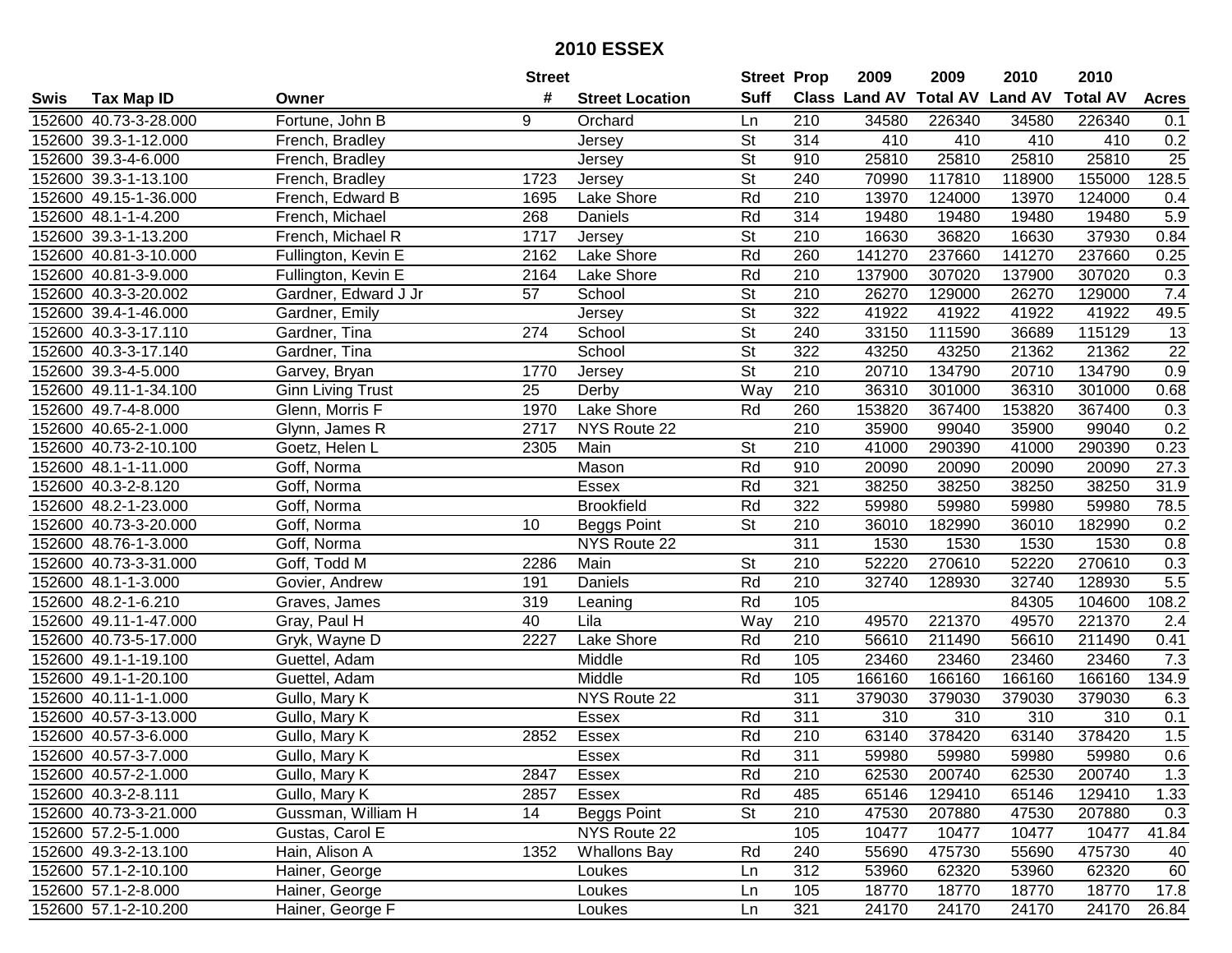# 2010 ESSEX

| Swis | Tax Map ID | Owner | Street # | Street Location | Street Suff | Prop Class | 2009 Land AV | 2009 Total AV | 2010 Land AV | 2010 Total AV | Acres |
|---|---|---|---|---|---|---|---|---|---|---|---|
| 152600 | 40.73-3-28.000 | Fortune, John B | 9 | Orchard | Ln | 210 | 34580 | 226340 | 34580 | 226340 | 0.1 |
| 152600 | 39.3-1-12.000 | French, Bradley | | Jersey | St | 314 | 410 | 410 | 410 | 410 | 0.2 |
| 152600 | 39.3-4-6.000 | French, Bradley | | Jersey | St | 910 | 25810 | 25810 | 25810 | 25810 | 25 |
| 152600 | 39.3-1-13.100 | French, Bradley | 1723 | Jersey | St | 240 | 70990 | 117810 | 118900 | 155000 | 128.5 |
| 152600 | 49.15-1-36.000 | French, Edward B | 1695 | Lake Shore | Rd | 210 | 13970 | 124000 | 13970 | 124000 | 0.4 |
| 152600 | 48.1-1-4.200 | French, Michael | 268 | Daniels | Rd | 314 | 19480 | 19480 | 19480 | 19480 | 5.9 |
| 152600 | 39.3-1-13.200 | French, Michael R | 1717 | Jersey | St | 210 | 16630 | 36820 | 16630 | 37930 | 0.84 |
| 152600 | 40.81-3-10.000 | Fullington, Kevin E | 2162 | Lake Shore | Rd | 260 | 141270 | 237660 | 141270 | 237660 | 0.25 |
| 152600 | 40.81-3-9.000 | Fullington, Kevin E | 2164 | Lake Shore | Rd | 210 | 137900 | 307020 | 137900 | 307020 | 0.3 |
| 152600 | 40.3-3-20.002 | Gardner, Edward J Jr | 57 | School | St | 210 | 26270 | 129000 | 26270 | 129000 | 7.4 |
| 152600 | 39.4-1-46.000 | Gardner, Emily | | Jersey | St | 322 | 41922 | 41922 | 41922 | 41922 | 49.5 |
| 152600 | 40.3-3-17.110 | Gardner, Tina | 274 | School | St | 240 | 33150 | 111590 | 36689 | 115129 | 13 |
| 152600 | 40.3-3-17.140 | Gardner, Tina | | School | St | 322 | 43250 | 43250 | 21362 | 21362 | 22 |
| 152600 | 39.3-4-5.000 | Garvey, Bryan | 1770 | Jersey | St | 210 | 20710 | 134790 | 20710 | 134790 | 0.9 |
| 152600 | 49.11-1-34.100 | Ginn Living Trust | 25 | Derby | Way | 210 | 36310 | 301000 | 36310 | 301000 | 0.68 |
| 152600 | 49.7-4-8.000 | Glenn, Morris F | 1970 | Lake Shore | Rd | 260 | 153820 | 367400 | 153820 | 367400 | 0.3 |
| 152600 | 40.65-2-1.000 | Glynn, James R | 2717 | NYS Route 22 | | 210 | 35900 | 99040 | 35900 | 99040 | 0.2 |
| 152600 | 40.73-2-10.100 | Goetz, Helen L | 2305 | Main | St | 210 | 41000 | 290390 | 41000 | 290390 | 0.23 |
| 152600 | 48.1-1-11.000 | Goff, Norma | | Mason | Rd | 910 | 20090 | 20090 | 20090 | 20090 | 27.3 |
| 152600 | 40.3-2-8.120 | Goff, Norma | | Essex | Rd | 321 | 38250 | 38250 | 38250 | 38250 | 31.9 |
| 152600 | 48.2-1-23.000 | Goff, Norma | | Brookfield | Rd | 322 | 59980 | 59980 | 59980 | 59980 | 78.5 |
| 152600 | 40.73-3-20.000 | Goff, Norma | 10 | Beggs Point | St | 210 | 36010 | 182990 | 36010 | 182990 | 0.2 |
| 152600 | 48.76-1-3.000 | Goff, Norma | | NYS Route 22 | | 311 | 1530 | 1530 | 1530 | 1530 | 0.8 |
| 152600 | 40.73-3-31.000 | Goff, Todd M | 2286 | Main | St | 210 | 52220 | 270610 | 52220 | 270610 | 0.3 |
| 152600 | 48.1-1-3.000 | Govier, Andrew | 191 | Daniels | Rd | 210 | 32740 | 128930 | 32740 | 128930 | 5.5 |
| 152600 | 48.2-1-6.210 | Graves, James | 319 | Leaning | Rd | 105 | | | 84305 | 104600 | 108.2 |
| 152600 | 49.11-1-47.000 | Gray, Paul H | 40 | Lila | Way | 210 | 49570 | 221370 | 49570 | 221370 | 2.4 |
| 152600 | 40.73-5-17.000 | Gryk, Wayne D | 2227 | Lake Shore | Rd | 210 | 56610 | 211490 | 56610 | 211490 | 0.41 |
| 152600 | 49.1-1-19.100 | Guettel, Adam | | Middle | Rd | 105 | 23460 | 23460 | 23460 | 23460 | 7.3 |
| 152600 | 49.1-1-20.100 | Guettel, Adam | | Middle | Rd | 105 | 166160 | 166160 | 166160 | 166160 | 134.9 |
| 152600 | 40.11-1-1.000 | Gullo, Mary K | | NYS Route 22 | | 311 | 379030 | 379030 | 379030 | 379030 | 6.3 |
| 152600 | 40.57-3-13.000 | Gullo, Mary K | | Essex | Rd | 311 | 310 | 310 | 310 | 310 | 0.1 |
| 152600 | 40.57-3-6.000 | Gullo, Mary K | 2852 | Essex | Rd | 210 | 63140 | 378420 | 63140 | 378420 | 1.5 |
| 152600 | 40.57-3-7.000 | Gullo, Mary K | | Essex | Rd | 311 | 59980 | 59980 | 59980 | 59980 | 0.6 |
| 152600 | 40.57-2-1.000 | Gullo, Mary K | 2847 | Essex | Rd | 210 | 62530 | 200740 | 62530 | 200740 | 1.3 |
| 152600 | 40.3-2-8.111 | Gullo, Mary K | 2857 | Essex | Rd | 485 | 65146 | 129410 | 65146 | 129410 | 1.33 |
| 152600 | 40.73-3-21.000 | Gussman, William H | 14 | Beggs Point | St | 210 | 47530 | 207880 | 47530 | 207880 | 0.3 |
| 152600 | 57.2-5-1.000 | Gustas, Carol E | | NYS Route 22 | | 105 | 10477 | 10477 | 10477 | 10477 | 41.84 |
| 152600 | 49.3-2-13.100 | Hain, Alison A | 1352 | Whallons Bay | Rd | 240 | 55690 | 475730 | 55690 | 475730 | 40 |
| 152600 | 57.1-2-10.100 | Hainer, George | | Loukes | Ln | 312 | 53960 | 62320 | 53960 | 62320 | 60 |
| 152600 | 57.1-2-8.000 | Hainer, George | | Loukes | Ln | 105 | 18770 | 18770 | 18770 | 18770 | 17.8 |
| 152600 | 57.1-2-10.200 | Hainer, George F | | Loukes | Ln | 321 | 24170 | 24170 | 24170 | 24170 | 26.84 |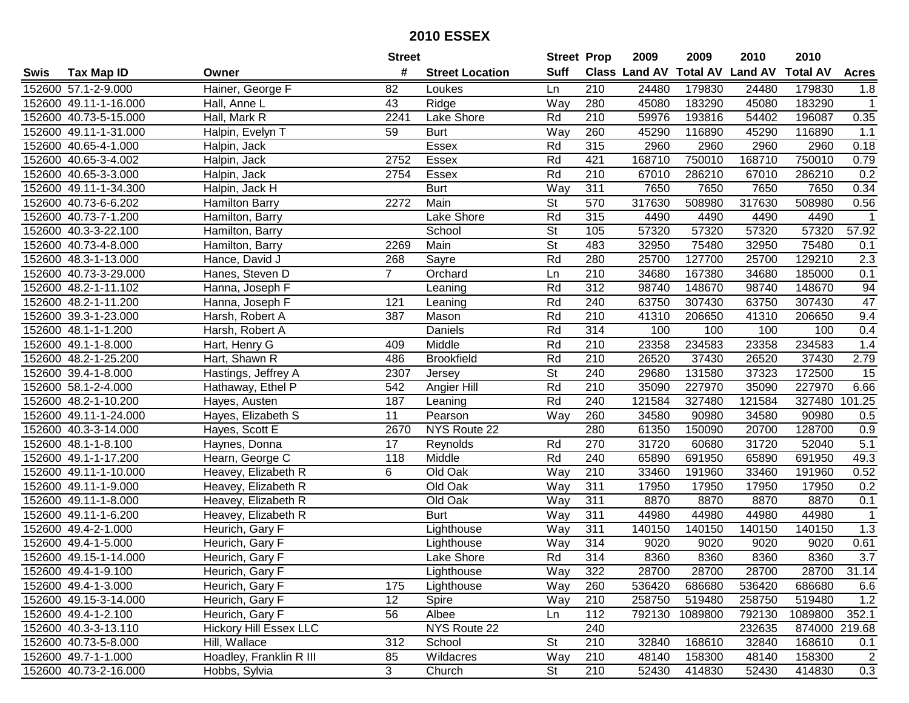# 2010 ESSEX

| Swis | Tax Map ID | Owner | Street # | Street Location | Street Suff | Prop Class | 2009 Land AV | 2009 Total AV | 2010 Land AV | 2010 Total AV | Acres |
|---|---|---|---|---|---|---|---|---|---|---|---|
| 152600 | 57.1-2-9.000 | Hainer, George F | 82 | Loukes | Ln | 210 | 24480 | 179830 | 24480 | 179830 | 1.8 |
| 152600 | 49.11-1-16.000 | Hall, Anne L | 43 | Ridge | Way | 280 | 45080 | 183290 | 45080 | 183290 | 1 |
| 152600 | 40.73-5-15.000 | Hall, Mark R | 2241 | Lake Shore | Rd | 210 | 59976 | 193816 | 54402 | 196087 | 0.35 |
| 152600 | 49.11-1-31.000 | Halpin, Evelyn T | 59 | Burt | Way | 260 | 45290 | 116890 | 45290 | 116890 | 1.1 |
| 152600 | 40.65-4-1.000 | Halpin, Jack | | Essex | Rd | 315 | 2960 | 2960 | 2960 | 2960 | 0.18 |
| 152600 | 40.65-3-4.002 | Halpin, Jack | 2752 | Essex | Rd | 421 | 168710 | 750010 | 168710 | 750010 | 0.79 |
| 152600 | 40.65-3-3.000 | Halpin, Jack | 2754 | Essex | Rd | 210 | 67010 | 286210 | 67010 | 286210 | 0.2 |
| 152600 | 49.11-1-34.300 | Halpin, Jack H | | Burt | Way | 311 | 7650 | 7650 | 7650 | 7650 | 0.34 |
| 152600 | 40.73-6-6.202 | Hamilton Barry | 2272 | Main | St | 570 | 317630 | 508980 | 317630 | 508980 | 0.56 |
| 152600 | 40.73-7-1.200 | Hamilton, Barry | | Lake Shore | Rd | 315 | 4490 | 4490 | 4490 | 4490 | 1 |
| 152600 | 40.3-3-22.100 | Hamilton, Barry | | School | St | 105 | 57320 | 57320 | 57320 | 57320 | 57.92 |
| 152600 | 40.73-4-8.000 | Hamilton, Barry | 2269 | Main | St | 483 | 32950 | 75480 | 32950 | 75480 | 0.1 |
| 152600 | 48.3-1-13.000 | Hance, David J | 268 | Sayre | Rd | 280 | 25700 | 127700 | 25700 | 129210 | 2.3 |
| 152600 | 40.73-3-29.000 | Hanes, Steven D | 7 | Orchard | Ln | 210 | 34680 | 167380 | 34680 | 185000 | 0.1 |
| 152600 | 48.2-1-11.102 | Hanna, Joseph F | | Leaning | Rd | 312 | 98740 | 148670 | 98740 | 148670 | 94 |
| 152600 | 48.2-1-11.200 | Hanna, Joseph F | 121 | Leaning | Rd | 240 | 63750 | 307430 | 63750 | 307430 | 47 |
| 152600 | 39.3-1-23.000 | Harsh, Robert A | 387 | Mason | Rd | 210 | 41310 | 206650 | 41310 | 206650 | 9.4 |
| 152600 | 48.1-1-1.200 | Harsh, Robert A | | Daniels | Rd | 314 | 100 | 100 | 100 | 100 | 0.4 |
| 152600 | 49.1-1-8.000 | Hart, Henry G | 409 | Middle | Rd | 210 | 23358 | 234583 | 23358 | 234583 | 1.4 |
| 152600 | 48.2-1-25.200 | Hart, Shawn R | 486 | Brookfield | Rd | 210 | 26520 | 37430 | 26520 | 37430 | 2.79 |
| 152600 | 39.4-1-8.000 | Hastings, Jeffrey A | 2307 | Jersey | St | 240 | 29680 | 131580 | 37323 | 172500 | 15 |
| 152600 | 58.1-2-4.000 | Hathaway, Ethel P | 542 | Angier Hill | Rd | 210 | 35090 | 227970 | 35090 | 227970 | 6.66 |
| 152600 | 48.2-1-10.200 | Hayes, Austen | 187 | Leaning | Rd | 240 | 121584 | 327480 | 121584 | 327480 | 101.25 |
| 152600 | 49.11-1-24.000 | Hayes, Elizabeth S | 11 | Pearson | Way | 260 | 34580 | 90980 | 34580 | 90980 | 0.5 |
| 152600 | 40.3-3-14.000 | Hayes, Scott E | 2670 | NYS Route 22 | | 280 | 61350 | 150090 | 20700 | 128700 | 0.9 |
| 152600 | 48.1-1-8.100 | Haynes, Donna | 17 | Reynolds | Rd | 270 | 31720 | 60680 | 31720 | 52040 | 5.1 |
| 152600 | 49.1-1-17.200 | Hearn, George C | 118 | Middle | Rd | 240 | 65890 | 691950 | 65890 | 691950 | 49.3 |
| 152600 | 49.11-1-10.000 | Heavey, Elizabeth R | 6 | Old Oak | Way | 210 | 33460 | 191960 | 33460 | 191960 | 0.52 |
| 152600 | 49.11-1-9.000 | Heavey, Elizabeth R | | Old Oak | Way | 311 | 17950 | 17950 | 17950 | 17950 | 0.2 |
| 152600 | 49.11-1-8.000 | Heavey, Elizabeth R | | Old Oak | Way | 311 | 8870 | 8870 | 8870 | 8870 | 0.1 |
| 152600 | 49.11-1-6.200 | Heavey, Elizabeth R | | Burt | Way | 311 | 44980 | 44980 | 44980 | 44980 | 1 |
| 152600 | 49.4-2-1.000 | Heurich, Gary F | | Lighthouse | Way | 311 | 140150 | 140150 | 140150 | 140150 | 1.3 |
| 152600 | 49.4-1-5.000 | Heurich, Gary F | | Lighthouse | Way | 314 | 9020 | 9020 | 9020 | 9020 | 0.61 |
| 152600 | 49.15-1-14.000 | Heurich, Gary F | | Lake Shore | Rd | 314 | 8360 | 8360 | 8360 | 8360 | 3.7 |
| 152600 | 49.4-1-9.100 | Heurich, Gary F | | Lighthouse | Way | 322 | 28700 | 28700 | 28700 | 28700 | 31.14 |
| 152600 | 49.4-1-3.000 | Heurich, Gary F | 175 | Lighthouse | Way | 260 | 536420 | 686680 | 536420 | 686680 | 6.6 |
| 152600 | 49.15-3-14.000 | Heurich, Gary F | 12 | Spire | Way | 210 | 258750 | 519480 | 258750 | 519480 | 1.2 |
| 152600 | 49.4-1-2.100 | Heurich, Gary F | 56 | Albee | Ln | 112 | 792130 | 1089800 | 792130 | 1089800 | 352.1 |
| 152600 | 40.3-3-13.110 | Hickory Hill Essex LLC | | NYS Route 22 | | 240 | | | 232635 | 874000 | 219.68 |
| 152600 | 40.73-5-8.000 | Hill, Wallace | 312 | School | St | 210 | 32840 | 168610 | 32840 | 168610 | 0.1 |
| 152600 | 49.7-1-1.000 | Hoadley, Franklin R III | 85 | Wildacres | Way | 210 | 48140 | 158300 | 48140 | 158300 | 2 |
| 152600 | 40.73-2-16.000 | Hobbs, Sylvia | 3 | Church | St | 210 | 52430 | 414830 | 52430 | 414830 | 0.3 |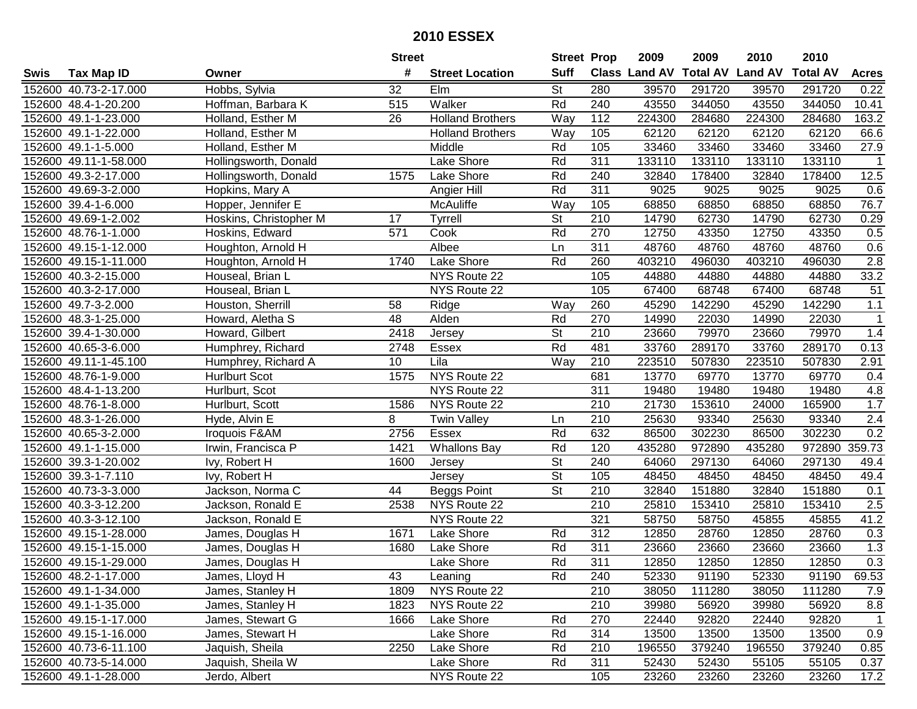# 2010 ESSEX

| Swis | Tax Map ID | Owner | Street # | Street Location | Street Suff | Prop Class | 2009 Land AV | 2009 Total AV | 2010 Land AV | 2010 Total AV | Acres |
|---|---|---|---|---|---|---|---|---|---|---|---|
| 152600 | 40.73-2-17.000 | Hobbs, Sylvia | 32 | Elm | St | 280 | 39570 | 291720 | 39570 | 291720 | 0.22 |
| 152600 | 48.4-1-20.200 | Hoffman, Barbara K | 515 | Walker | Rd | 240 | 43550 | 344050 | 43550 | 344050 | 10.41 |
| 152600 | 49.1-1-23.000 | Holland, Esther M | 26 | Holland Brothers | Way | 112 | 224300 | 284680 | 224300 | 284680 | 163.2 |
| 152600 | 49.1-1-22.000 | Holland, Esther M | | Holland Brothers | Way | 105 | 62120 | 62120 | 62120 | 62120 | 66.6 |
| 152600 | 49.1-1-5.000 | Holland, Esther M | | Middle | Rd | 105 | 33460 | 33460 | 33460 | 33460 | 27.9 |
| 152600 | 49.11-1-58.000 | Hollingsworth, Donald | | Lake Shore | Rd | 311 | 133110 | 133110 | 133110 | 133110 | 1 |
| 152600 | 49.3-2-17.000 | Hollingsworth, Donald | 1575 | Lake Shore | Rd | 240 | 32840 | 178400 | 32840 | 178400 | 12.5 |
| 152600 | 49.69-3-2.000 | Hopkins, Mary A | | Angier Hill | Rd | 311 | 9025 | 9025 | 9025 | 9025 | 0.6 |
| 152600 | 39.4-1-6.000 | Hopper, Jennifer E | | McAuliffe | Way | 105 | 68850 | 68850 | 68850 | 68850 | 76.7 |
| 152600 | 49.69-1-2.002 | Hoskins, Christopher M | 17 | Tyrrell | St | 210 | 14790 | 62730 | 14790 | 62730 | 0.29 |
| 152600 | 48.76-1-1.000 | Hoskins, Edward | 571 | Cook | Rd | 270 | 12750 | 43350 | 12750 | 43350 | 0.5 |
| 152600 | 49.15-1-12.000 | Houghton, Arnold H | | Albee | Ln | 311 | 48760 | 48760 | 48760 | 48760 | 0.6 |
| 152600 | 49.15-1-11.000 | Houghton, Arnold H | 1740 | Lake Shore | Rd | 260 | 403210 | 496030 | 403210 | 496030 | 2.8 |
| 152600 | 40.3-2-15.000 | Houseal, Brian L | | NYS Route 22 | | 105 | 44880 | 44880 | 44880 | 44880 | 33.2 |
| 152600 | 40.3-2-17.000 | Houseal, Brian L | | NYS Route 22 | | 105 | 67400 | 68748 | 67400 | 68748 | 51 |
| 152600 | 49.7-3-2.000 | Houston, Sherrill | 58 | Ridge | Way | 260 | 45290 | 142290 | 45290 | 142290 | 1.1 |
| 152600 | 48.3-1-25.000 | Howard, Aletha S | 48 | Alden | Rd | 270 | 14990 | 22030 | 14990 | 22030 | 1 |
| 152600 | 39.4-1-30.000 | Howard, Gilbert | 2418 | Jersey | St | 210 | 23660 | 79970 | 23660 | 79970 | 1.4 |
| 152600 | 40.65-3-6.000 | Humphrey, Richard | 2748 | Essex | Rd | 481 | 33760 | 289170 | 33760 | 289170 | 0.13 |
| 152600 | 49.11-1-45.100 | Humphrey, Richard A | 10 | Lila | Way | 210 | 223510 | 507830 | 223510 | 507830 | 2.91 |
| 152600 | 48.76-1-9.000 | Hurlburt Scot | 1575 | NYS Route 22 | | 681 | 13770 | 69770 | 13770 | 69770 | 0.4 |
| 152600 | 48.4-1-13.200 | Hurlburt, Scot | | NYS Route 22 | | 311 | 19480 | 19480 | 19480 | 19480 | 4.8 |
| 152600 | 48.76-1-8.000 | Hurlburt, Scott | 1586 | NYS Route 22 | | 210 | 21730 | 153610 | 24000 | 165900 | 1.7 |
| 152600 | 48.3-1-26.000 | Hyde, Alvin E | 8 | Twin Valley | Ln | 210 | 25630 | 93340 | 25630 | 93340 | 2.4 |
| 152600 | 40.65-3-2.000 | Iroquois F&AM | 2756 | Essex | Rd | 632 | 86500 | 302230 | 86500 | 302230 | 0.2 |
| 152600 | 49.1-1-15.000 | Irwin, Francisca P | 1421 | Whallons Bay | Rd | 120 | 435280 | 972890 | 435280 | 972890 | 359.73 |
| 152600 | 39.3-1-20.002 | Ivy, Robert H | 1600 | Jersey | St | 240 | 64060 | 297130 | 64060 | 297130 | 49.4 |
| 152600 | 39.3-1-7.110 | Ivy, Robert H | | Jersey | St | 105 | 48450 | 48450 | 48450 | 48450 | 49.4 |
| 152600 | 40.73-3-3.000 | Jackson, Norma C | 44 | Beggs Point | St | 210 | 32840 | 151880 | 32840 | 151880 | 0.1 |
| 152600 | 40.3-3-12.200 | Jackson, Ronald E | 2538 | NYS Route 22 | | 210 | 25810 | 153410 | 25810 | 153410 | 2.5 |
| 152600 | 40.3-3-12.100 | Jackson, Ronald E | | NYS Route 22 | | 321 | 58750 | 58750 | 45855 | 45855 | 41.2 |
| 152600 | 49.15-1-28.000 | James, Douglas H | 1671 | Lake Shore | Rd | 312 | 12850 | 28760 | 12850 | 28760 | 0.3 |
| 152600 | 49.15-1-15.000 | James, Douglas H | 1680 | Lake Shore | Rd | 311 | 23660 | 23660 | 23660 | 23660 | 1.3 |
| 152600 | 49.15-1-29.000 | James, Douglas H | | Lake Shore | Rd | 311 | 12850 | 12850 | 12850 | 12850 | 0.3 |
| 152600 | 48.2-1-17.000 | James, Lloyd H | 43 | Leaning | Rd | 240 | 52330 | 91190 | 52330 | 91190 | 69.53 |
| 152600 | 49.1-1-34.000 | James, Stanley H | 1809 | NYS Route 22 | | 210 | 38050 | 111280 | 38050 | 111280 | 7.9 |
| 152600 | 49.1-1-35.000 | James, Stanley H | 1823 | NYS Route 22 | | 210 | 39980 | 56920 | 39980 | 56920 | 8.8 |
| 152600 | 49.15-1-17.000 | James, Stewart G | 1666 | Lake Shore | Rd | 270 | 22440 | 92820 | 22440 | 92820 | 1 |
| 152600 | 49.15-1-16.000 | James, Stewart H | | Lake Shore | Rd | 314 | 13500 | 13500 | 13500 | 13500 | 0.9 |
| 152600 | 40.73-6-11.100 | Jaquish, Sheila | 2250 | Lake Shore | Rd | 210 | 196550 | 379240 | 196550 | 379240 | 0.85 |
| 152600 | 40.73-5-14.000 | Jaquish, Sheila W | | Lake Shore | Rd | 311 | 52430 | 52430 | 55105 | 55105 | 0.37 |
| 152600 | 49.1-1-28.000 | Jerdo, Albert | | NYS Route 22 | | 105 | 23260 | 23260 | 23260 | 23260 | 17.2 |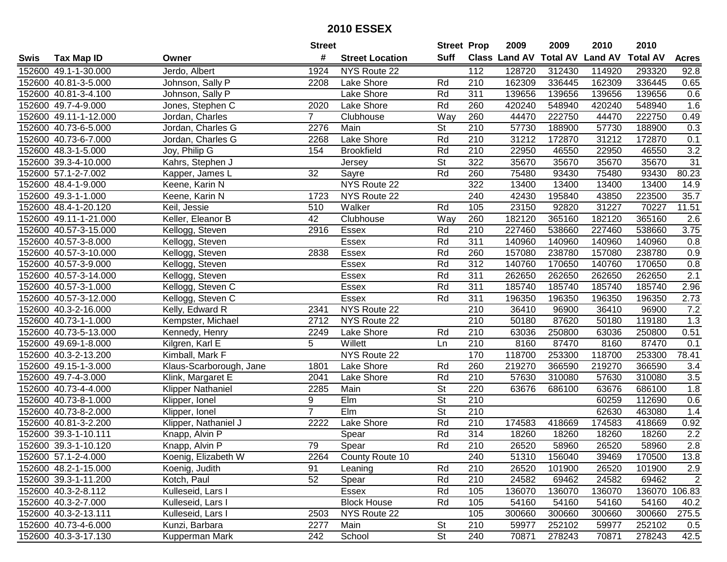# 2010 ESSEX

| Swis | Tax Map ID | Owner | Street # | Street Location | Street Suff | Prop Class | 2009 Land AV | 2009 Total AV | 2010 Land AV | 2010 Total AV | Acres |
|---|---|---|---|---|---|---|---|---|---|---|---|
| 152600 | 49.1-1-30.000 | Jerdo, Albert | 1924 | NYS Route 22 | | 112 | 128720 | 312430 | 114920 | 293320 | 92.8 |
| 152600 | 40.81-3-5.000 | Johnson, Sally P | 2208 | Lake Shore | Rd | 210 | 162309 | 336445 | 162309 | 336445 | 0.65 |
| 152600 | 40.81-3-4.100 | Johnson, Sally P | | Lake Shore | Rd | 311 | 139656 | 139656 | 139656 | 139656 | 0.6 |
| 152600 | 49.7-4-9.000 | Jones, Stephen C | 2020 | Lake Shore | Rd | 260 | 420240 | 548940 | 420240 | 548940 | 1.6 |
| 152600 | 49.11-1-12.000 | Jordan, Charles | 7 | Clubhouse | Way | 260 | 44470 | 222750 | 44470 | 222750 | 0.49 |
| 152600 | 40.73-6-5.000 | Jordan, Charles G | 2276 | Main | St | 210 | 57730 | 188900 | 57730 | 188900 | 0.3 |
| 152600 | 40.73-6-7.000 | Jordan, Charles G | 2268 | Lake Shore | Rd | 210 | 31212 | 172870 | 31212 | 172870 | 0.1 |
| 152600 | 48.3-1-5.000 | Joy, Philip G | 154 | Brookfield | Rd | 210 | 22950 | 46550 | 22950 | 46550 | 3.2 |
| 152600 | 39.3-4-10.000 | Kahrs, Stephen J | | Jersey | St | 322 | 35670 | 35670 | 35670 | 35670 | 31 |
| 152600 | 57.1-2-7.002 | Kapper, James L | 32 | Sayre | Rd | 260 | 75480 | 93430 | 75480 | 93430 | 80.23 |
| 152600 | 48.4-1-9.000 | Keene, Karin N | | NYS Route 22 | | 322 | 13400 | 13400 | 13400 | 13400 | 14.9 |
| 152600 | 49.3-1-1.000 | Keene, Karin N | 1723 | NYS Route 22 | | 240 | 42430 | 195840 | 43850 | 223500 | 35.7 |
| 152600 | 48.4-1-20.120 | Keil, Jessie | 510 | Walker | Rd | 105 | 23150 | 92820 | 31227 | 70227 | 11.51 |
| 152600 | 49.11-1-21.000 | Keller, Eleanor B | 42 | Clubhouse | Way | 260 | 182120 | 365160 | 182120 | 365160 | 2.6 |
| 152600 | 40.57-3-15.000 | Kellogg, Steven | 2916 | Essex | Rd | 210 | 227460 | 538660 | 227460 | 538660 | 3.75 |
| 152600 | 40.57-3-8.000 | Kellogg, Steven | | Essex | Rd | 311 | 140960 | 140960 | 140960 | 140960 | 0.8 |
| 152600 | 40.57-3-10.000 | Kellogg, Steven | 2838 | Essex | Rd | 260 | 157080 | 238780 | 157080 | 238780 | 0.9 |
| 152600 | 40.57-3-9.000 | Kellogg, Steven | | Essex | Rd | 312 | 140760 | 170650 | 140760 | 170650 | 0.8 |
| 152600 | 40.57-3-14.000 | Kellogg, Steven | | Essex | Rd | 311 | 262650 | 262650 | 262650 | 262650 | 2.1 |
| 152600 | 40.57-3-1.000 | Kellogg, Steven C | | Essex | Rd | 311 | 185740 | 185740 | 185740 | 185740 | 2.96 |
| 152600 | 40.57-3-12.000 | Kellogg, Steven C | | Essex | Rd | 311 | 196350 | 196350 | 196350 | 196350 | 2.73 |
| 152600 | 40.3-2-16.000 | Kelly, Edward R | 2341 | NYS Route 22 | | 210 | 36410 | 96900 | 36410 | 96900 | 7.2 |
| 152600 | 40.73-1-1.000 | Kempster, Michael | 2712 | NYS Route 22 | | 210 | 50180 | 87620 | 50180 | 119180 | 1.3 |
| 152600 | 40.73-5-13.000 | Kennedy, Henry | 2249 | Lake Shore | Rd | 210 | 63036 | 250800 | 63036 | 250800 | 0.51 |
| 152600 | 49.69-1-8.000 | Kilgren, Karl E | 5 | Willett | Ln | 210 | 8160 | 87470 | 8160 | 87470 | 0.1 |
| 152600 | 40.3-2-13.200 | Kimball, Mark F | | NYS Route 22 | | 170 | 118700 | 253300 | 118700 | 253300 | 78.41 |
| 152600 | 49.15-1-3.000 | Klaus-Scarborough, Jane | 1801 | Lake Shore | Rd | 260 | 219270 | 366590 | 219270 | 366590 | 3.4 |
| 152600 | 49.7-4-3.000 | Klink, Margaret E | 2041 | Lake Shore | Rd | 210 | 57630 | 310080 | 57630 | 310080 | 3.5 |
| 152600 | 40.73-4-4.000 | Klipper Nathaniel | 2285 | Main | St | 220 | 63676 | 686100 | 63676 | 686100 | 1.8 |
| 152600 | 40.73-8-1.000 | Klipper, Ionel | 9 | Elm | St | 210 | | | 60259 | 112690 | 0.6 |
| 152600 | 40.73-8-2.000 | Klipper, Ionel | 7 | Elm | St | 210 | | | 62630 | 463080 | 1.4 |
| 152600 | 40.81-3-2.200 | Klipper, Nathaniel J | 2222 | Lake Shore | Rd | 210 | 174583 | 418669 | 174583 | 418669 | 0.92 |
| 152600 | 39.3-1-10.111 | Knapp, Alvin P | | Spear | Rd | 314 | 18260 | 18260 | 18260 | 18260 | 2.2 |
| 152600 | 39.3-1-10.120 | Knapp, Alvin P | 79 | Spear | Rd | 210 | 26520 | 58960 | 26520 | 58960 | 2.8 |
| 152600 | 57.1-2-4.000 | Koenig, Elizabeth W | 2264 | County Route 10 | | 240 | 51310 | 156040 | 39469 | 170500 | 13.8 |
| 152600 | 48.2-1-15.000 | Koenig, Judith | 91 | Leaning | Rd | 210 | 26520 | 101900 | 26520 | 101900 | 2.9 |
| 152600 | 39.3-1-11.200 | Kotch, Paul | 52 | Spear | Rd | 210 | 24582 | 69462 | 24582 | 69462 | 2 |
| 152600 | 40.3-2-8.112 | Kulleseid, Lars I | | Essex | Rd | 105 | 136070 | 136070 | 136070 | 136070 | 106.83 |
| 152600 | 40.3-2-7.000 | Kulleseid, Lars I | | Block House | Rd | 105 | 54160 | 54160 | 54160 | 54160 | 40.2 |
| 152600 | 40.3-2-13.111 | Kulleseid, Lars I | 2503 | NYS Route 22 | | 105 | 300660 | 300660 | 300660 | 300660 | 275.5 |
| 152600 | 40.73-4-6.000 | Kunzi, Barbara | 2277 | Main | St | 210 | 59977 | 252102 | 59977 | 252102 | 0.5 |
| 152600 | 40.3-3-17.130 | Kupperman Mark | 242 | School | St | 240 | 70871 | 278243 | 70871 | 278243 | 42.5 |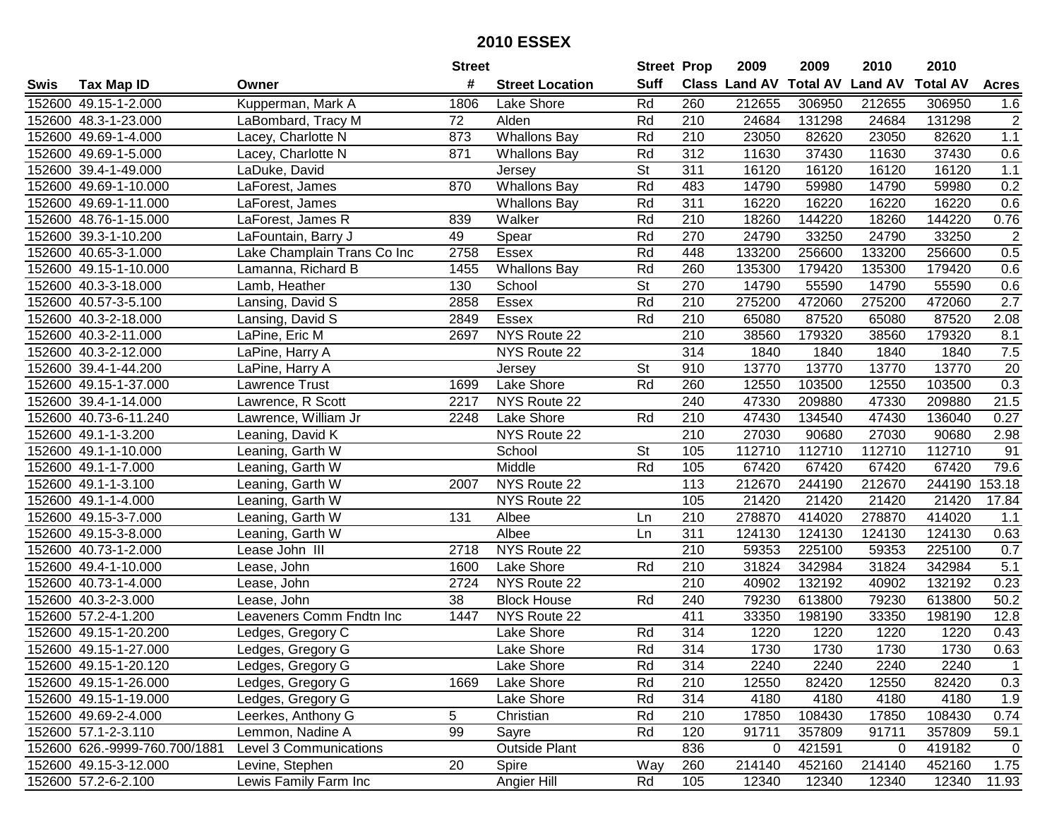# 2010 ESSEX

| Swis | Tax Map ID | Owner | Street # | Street Location | Street Suff | Prop Class | 2009 Land AV | 2009 Total AV | 2010 Land AV | 2010 Total AV | Acres |
|---|---|---|---|---|---|---|---|---|---|---|---|
| 152600 | 49.15-1-2.000 | Kupperman, Mark A | 1806 | Lake Shore | Rd | 260 | 212655 | 306950 | 212655 | 306950 | 1.6 |
| 152600 | 48.3-1-23.000 | LaBombard, Tracy M | 72 | Alden | Rd | 210 | 24684 | 131298 | 24684 | 131298 | 2 |
| 152600 | 49.69-1-4.000 | Lacey, Charlotte N | 873 | Whallons Bay | Rd | 210 | 23050 | 82620 | 23050 | 82620 | 1.1 |
| 152600 | 49.69-1-5.000 | Lacey, Charlotte N | 871 | Whallons Bay | Rd | 312 | 11630 | 37430 | 11630 | 37430 | 0.6 |
| 152600 | 39.4-1-49.000 | LaDuke, David | | Jersey | St | 311 | 16120 | 16120 | 16120 | 16120 | 1.1 |
| 152600 | 49.69-1-10.000 | LaForest, James | 870 | Whallons Bay | Rd | 483 | 14790 | 59980 | 14790 | 59980 | 0.2 |
| 152600 | 49.69-1-11.000 | LaForest, James | | Whallons Bay | Rd | 311 | 16220 | 16220 | 16220 | 16220 | 0.6 |
| 152600 | 48.76-1-15.000 | LaForest, James R | 839 | Walker | Rd | 210 | 18260 | 144220 | 18260 | 144220 | 0.76 |
| 152600 | 39.3-1-10.200 | LaFountain, Barry J | 49 | Spear | Rd | 270 | 24790 | 33250 | 24790 | 33250 | 2 |
| 152600 | 40.65-3-1.000 | Lake Champlain Trans Co Inc | 2758 | Essex | Rd | 448 | 133200 | 256600 | 133200 | 256600 | 0.5 |
| 152600 | 49.15-1-10.000 | Lamanna, Richard B | 1455 | Whallons Bay | Rd | 260 | 135300 | 179420 | 135300 | 179420 | 0.6 |
| 152600 | 40.3-3-18.000 | Lamb, Heather | 130 | School | St | 270 | 14790 | 55590 | 14790 | 55590 | 0.6 |
| 152600 | 40.57-3-5.100 | Lansing, David S | 2858 | Essex | Rd | 210 | 275200 | 472060 | 275200 | 472060 | 2.7 |
| 152600 | 40.3-2-18.000 | Lansing, David S | 2849 | Essex | Rd | 210 | 65080 | 87520 | 65080 | 87520 | 2.08 |
| 152600 | 40.3-2-11.000 | LaPine, Eric M | 2697 | NYS Route 22 | | 210 | 38560 | 179320 | 38560 | 179320 | 8.1 |
| 152600 | 40.3-2-12.000 | LaPine, Harry A | | NYS Route 22 | | 314 | 1840 | 1840 | 1840 | 1840 | 7.5 |
| 152600 | 39.4-1-44.200 | LaPine, Harry A | | Jersey | St | 910 | 13770 | 13770 | 13770 | 13770 | 20 |
| 152600 | 49.15-1-37.000 | Lawrence Trust | 1699 | Lake Shore | Rd | 260 | 12550 | 103500 | 12550 | 103500 | 0.3 |
| 152600 | 39.4-1-14.000 | Lawrence, R Scott | 2217 | NYS Route 22 | | 240 | 47330 | 209880 | 47330 | 209880 | 21.5 |
| 152600 | 40.73-6-11.240 | Lawrence, William Jr | 2248 | Lake Shore | Rd | 210 | 47430 | 134540 | 47430 | 136040 | 0.27 |
| 152600 | 49.1-1-3.200 | Leaning, David K | | NYS Route 22 | | 210 | 27030 | 90680 | 27030 | 90680 | 2.98 |
| 152600 | 49.1-1-10.000 | Leaning, Garth W | | School | St | 105 | 112710 | 112710 | 112710 | 112710 | 91 |
| 152600 | 49.1-1-7.000 | Leaning, Garth W | | Middle | Rd | 105 | 67420 | 67420 | 67420 | 67420 | 79.6 |
| 152600 | 49.1-1-3.100 | Leaning, Garth W | 2007 | NYS Route 22 | | 113 | 212670 | 244190 | 212670 | 244190 | 153.18 |
| 152600 | 49.1-1-4.000 | Leaning, Garth W | | NYS Route 22 | | 105 | 21420 | 21420 | 21420 | 21420 | 17.84 |
| 152600 | 49.15-3-7.000 | Leaning, Garth W | 131 | Albee | Ln | 210 | 278870 | 414020 | 278870 | 414020 | 1.1 |
| 152600 | 49.15-3-8.000 | Leaning, Garth W | | Albee | Ln | 311 | 124130 | 124130 | 124130 | 124130 | 0.63 |
| 152600 | 40.73-1-2.000 | Lease John III | 2718 | NYS Route 22 | | 210 | 59353 | 225100 | 59353 | 225100 | 0.7 |
| 152600 | 49.4-1-10.000 | Lease, John | 1600 | Lake Shore | Rd | 210 | 31824 | 342984 | 31824 | 342984 | 5.1 |
| 152600 | 40.73-1-4.000 | Lease, John | 2724 | NYS Route 22 | | 210 | 40902 | 132192 | 40902 | 132192 | 0.23 |
| 152600 | 40.3-2-3.000 | Lease, John | 38 | Block House | Rd | 240 | 79230 | 613800 | 79230 | 613800 | 50.2 |
| 152600 | 57.2-4-1.200 | Leaveners Comm Fndtn Inc | 1447 | NYS Route 22 | | 411 | 33350 | 198190 | 33350 | 198190 | 12.8 |
| 152600 | 49.15-1-20.200 | Ledges, Gregory C | | Lake Shore | Rd | 314 | 1220 | 1220 | 1220 | 1220 | 0.43 |
| 152600 | 49.15-1-27.000 | Ledges, Gregory G | | Lake Shore | Rd | 314 | 1730 | 1730 | 1730 | 1730 | 0.63 |
| 152600 | 49.15-1-20.120 | Ledges, Gregory G | | Lake Shore | Rd | 314 | 2240 | 2240 | 2240 | 2240 | 1 |
| 152600 | 49.15-1-26.000 | Ledges, Gregory G | 1669 | Lake Shore | Rd | 210 | 12550 | 82420 | 12550 | 82420 | 0.3 |
| 152600 | 49.15-1-19.000 | Ledges, Gregory G | | Lake Shore | Rd | 314 | 4180 | 4180 | 4180 | 4180 | 1.9 |
| 152600 | 49.69-2-4.000 | Leerkes, Anthony G | 5 | Christian | Rd | 210 | 17850 | 108430 | 17850 | 108430 | 0.74 |
| 152600 | 57.1-2-3.110 | Lemmon, Nadine A | 99 | Sayre | Rd | 120 | 91711 | 357809 | 91711 | 357809 | 59.1 |
| 152600 | 626.-9999-760.700/1881 | Level 3 Communications | | Outside Plant | | 836 | 0 | 421591 | 0 | 419182 | 0 |
| 152600 | 49.15-3-12.000 | Levine, Stephen | 20 | Spire | Way | 260 | 214140 | 452160 | 214140 | 452160 | 1.75 |
| 152600 | 57.2-6-2.100 | Lewis Family Farm Inc | | Angier Hill | Rd | 105 | 12340 | 12340 | 12340 | 12340 | 11.93 |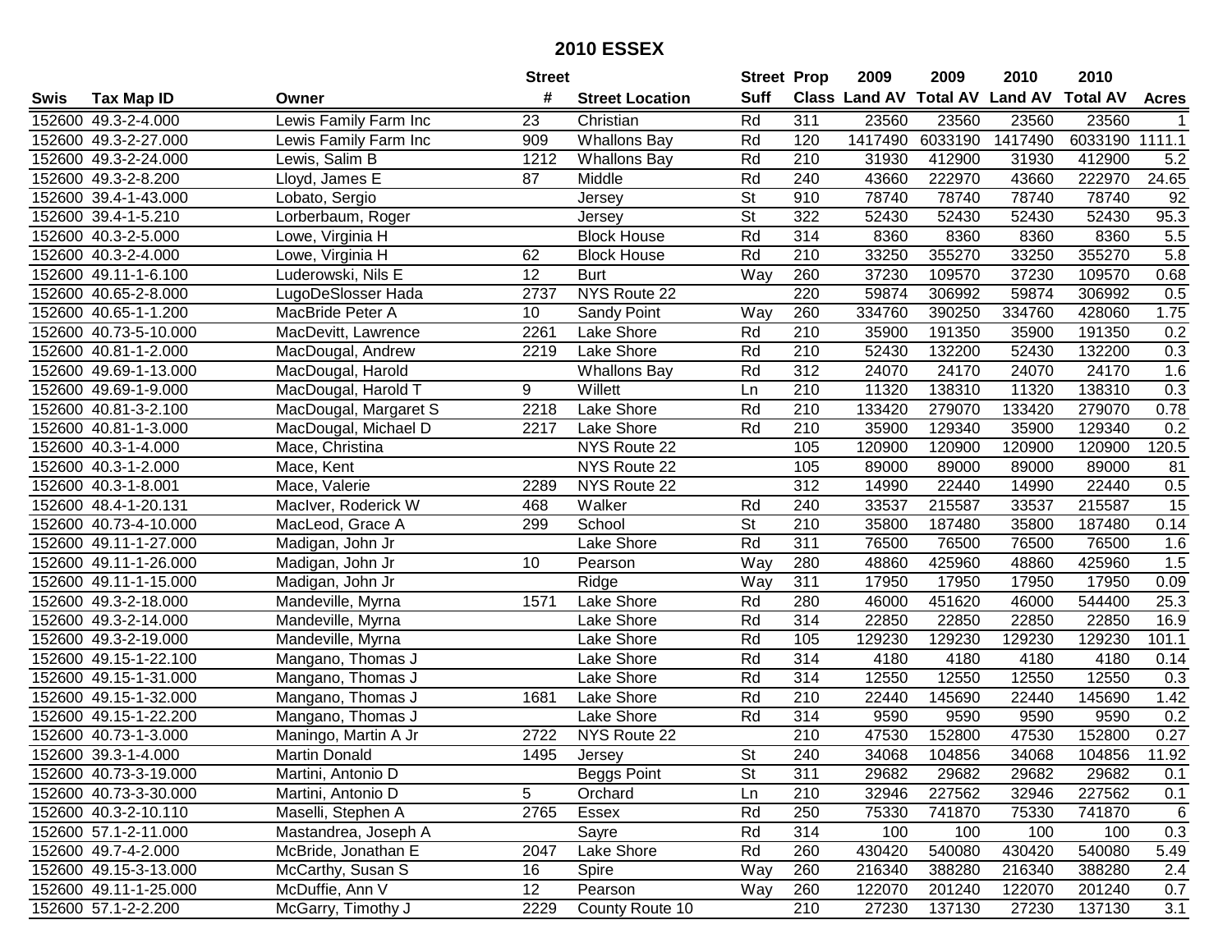# 2010 ESSEX

| Swis | Tax Map ID | Owner | Street # | Street Location | Street Suff | Prop Class | 2009 Land AV | 2009 Total AV | 2010 Land AV | 2010 Total AV | Acres |
|---|---|---|---|---|---|---|---|---|---|---|---|
| 152600 | 49.3-2-4.000 | Lewis Family Farm Inc | 23 | Christian | Rd | 311 | 23560 | 23560 | 23560 | 23560 | 1 |
| 152600 | 49.3-2-27.000 | Lewis Family Farm Inc | 909 | Whallons Bay | Rd | 120 | 1417490 | 6033190 | 1417490 | 6033190 | 1111.1 |
| 152600 | 49.3-2-24.000 | Lewis, Salim B | 1212 | Whallons Bay | Rd | 210 | 31930 | 412900 | 31930 | 412900 | 5.2 |
| 152600 | 49.3-2-8.200 | Lloyd, James E | 87 | Middle | Rd | 240 | 43660 | 222970 | 43660 | 222970 | 24.65 |
| 152600 | 39.4-1-43.000 | Lobato, Sergio | | Jersey | St | 910 | 78740 | 78740 | 78740 | 78740 | 92 |
| 152600 | 39.4-1-5.210 | Lorberbaum, Roger | | Jersey | St | 322 | 52430 | 52430 | 52430 | 52430 | 95.3 |
| 152600 | 40.3-2-5.000 | Lowe, Virginia H | | Block House | Rd | 314 | 8360 | 8360 | 8360 | 8360 | 5.5 |
| 152600 | 40.3-2-4.000 | Lowe, Virginia H | 62 | Block House | Rd | 210 | 33250 | 355270 | 33250 | 355270 | 5.8 |
| 152600 | 49.11-1-6.100 | Luderowski, Nils E | 12 | Burt | Way | 260 | 37230 | 109570 | 37230 | 109570 | 0.68 |
| 152600 | 40.65-2-8.000 | LugoDeSlosser Hada | 2737 | NYS Route 22 | | 220 | 59874 | 306992 | 59874 | 306992 | 0.5 |
| 152600 | 40.65-1-1.200 | MacBride Peter A | 10 | Sandy Point | Way | 260 | 334760 | 390250 | 334760 | 428060 | 1.75 |
| 152600 | 40.73-5-10.000 | MacDevitt, Lawrence | 2261 | Lake Shore | Rd | 210 | 35900 | 191350 | 35900 | 191350 | 0.2 |
| 152600 | 40.81-1-2.000 | MacDougal, Andrew | 2219 | Lake Shore | Rd | 210 | 52430 | 132200 | 52430 | 132200 | 0.3 |
| 152600 | 49.69-1-13.000 | MacDougal, Harold | | Whallons Bay | Rd | 312 | 24070 | 24170 | 24070 | 24170 | 1.6 |
| 152600 | 49.69-1-9.000 | MacDougal, Harold T | 9 | Willett | Ln | 210 | 11320 | 138310 | 11320 | 138310 | 0.3 |
| 152600 | 40.81-3-2.100 | MacDougal, Margaret S | 2218 | Lake Shore | Rd | 210 | 133420 | 279070 | 133420 | 279070 | 0.78 |
| 152600 | 40.81-1-3.000 | MacDougal, Michael D | 2217 | Lake Shore | Rd | 210 | 35900 | 129340 | 35900 | 129340 | 0.2 |
| 152600 | 40.3-1-4.000 | Mace, Christina | | NYS Route 22 | | 105 | 120900 | 120900 | 120900 | 120900 | 120.5 |
| 152600 | 40.3-1-2.000 | Mace, Kent | | NYS Route 22 | | 105 | 89000 | 89000 | 89000 | 89000 | 81 |
| 152600 | 40.3-1-8.001 | Mace, Valerie | 2289 | NYS Route 22 | | 312 | 14990 | 22440 | 14990 | 22440 | 0.5 |
| 152600 | 48.4-1-20.131 | MacIver, Roderick W | 468 | Walker | Rd | 240 | 33537 | 215587 | 33537 | 215587 | 15 |
| 152600 | 40.73-4-10.000 | MacLeod, Grace A | 299 | School | St | 210 | 35800 | 187480 | 35800 | 187480 | 0.14 |
| 152600 | 49.11-1-27.000 | Madigan, John Jr | | Lake Shore | Rd | 311 | 76500 | 76500 | 76500 | 76500 | 1.6 |
| 152600 | 49.11-1-26.000 | Madigan, John Jr | 10 | Pearson | Way | 280 | 48860 | 425960 | 48860 | 425960 | 1.5 |
| 152600 | 49.11-1-15.000 | Madigan, John Jr | | Ridge | Way | 311 | 17950 | 17950 | 17950 | 17950 | 0.09 |
| 152600 | 49.3-2-18.000 | Mandeville, Myrna | 1571 | Lake Shore | Rd | 280 | 46000 | 451620 | 46000 | 544400 | 25.3 |
| 152600 | 49.3-2-14.000 | Mandeville, Myrna | | Lake Shore | Rd | 314 | 22850 | 22850 | 22850 | 22850 | 16.9 |
| 152600 | 49.3-2-19.000 | Mandeville, Myrna | | Lake Shore | Rd | 105 | 129230 | 129230 | 129230 | 129230 | 101.1 |
| 152600 | 49.15-1-22.100 | Mangano, Thomas J | | Lake Shore | Rd | 314 | 4180 | 4180 | 4180 | 4180 | 0.14 |
| 152600 | 49.15-1-31.000 | Mangano, Thomas J | | Lake Shore | Rd | 314 | 12550 | 12550 | 12550 | 12550 | 0.3 |
| 152600 | 49.15-1-32.000 | Mangano, Thomas J | 1681 | Lake Shore | Rd | 210 | 22440 | 145690 | 22440 | 145690 | 1.42 |
| 152600 | 49.15-1-22.200 | Mangano, Thomas J | | Lake Shore | Rd | 314 | 9590 | 9590 | 9590 | 9590 | 0.2 |
| 152600 | 40.73-1-3.000 | Maningo, Martin A Jr | 2722 | NYS Route 22 | | 210 | 47530 | 152800 | 47530 | 152800 | 0.27 |
| 152600 | 39.3-1-4.000 | Martin Donald | 1495 | Jersey | St | 240 | 34068 | 104856 | 34068 | 104856 | 11.92 |
| 152600 | 40.73-3-19.000 | Martini, Antonio D | | Beggs Point | St | 311 | 29682 | 29682 | 29682 | 29682 | 0.1 |
| 152600 | 40.73-3-30.000 | Martini, Antonio D | 5 | Orchard | Ln | 210 | 32946 | 227562 | 32946 | 227562 | 0.1 |
| 152600 | 40.3-2-10.110 | Maselli, Stephen A | 2765 | Essex | Rd | 250 | 75330 | 741870 | 75330 | 741870 | 6 |
| 152600 | 57.1-2-11.000 | Mastandrea, Joseph A | | Sayre | Rd | 314 | 100 | 100 | 100 | 100 | 0.3 |
| 152600 | 49.7-4-2.000 | McBride, Jonathan E | 2047 | Lake Shore | Rd | 260 | 430420 | 540080 | 430420 | 540080 | 5.49 |
| 152600 | 49.15-3-13.000 | McCarthy, Susan S | 16 | Spire | Way | 260 | 216340 | 388280 | 216340 | 388280 | 2.4 |
| 152600 | 49.11-1-25.000 | McDuffie, Ann V | 12 | Pearson | Way | 260 | 122070 | 201240 | 122070 | 201240 | 0.7 |
| 152600 | 57.1-2-2.200 | McGarry, Timothy J | 2229 | County Route 10 | | 210 | 27230 | 137130 | 27230 | 137130 | 3.1 |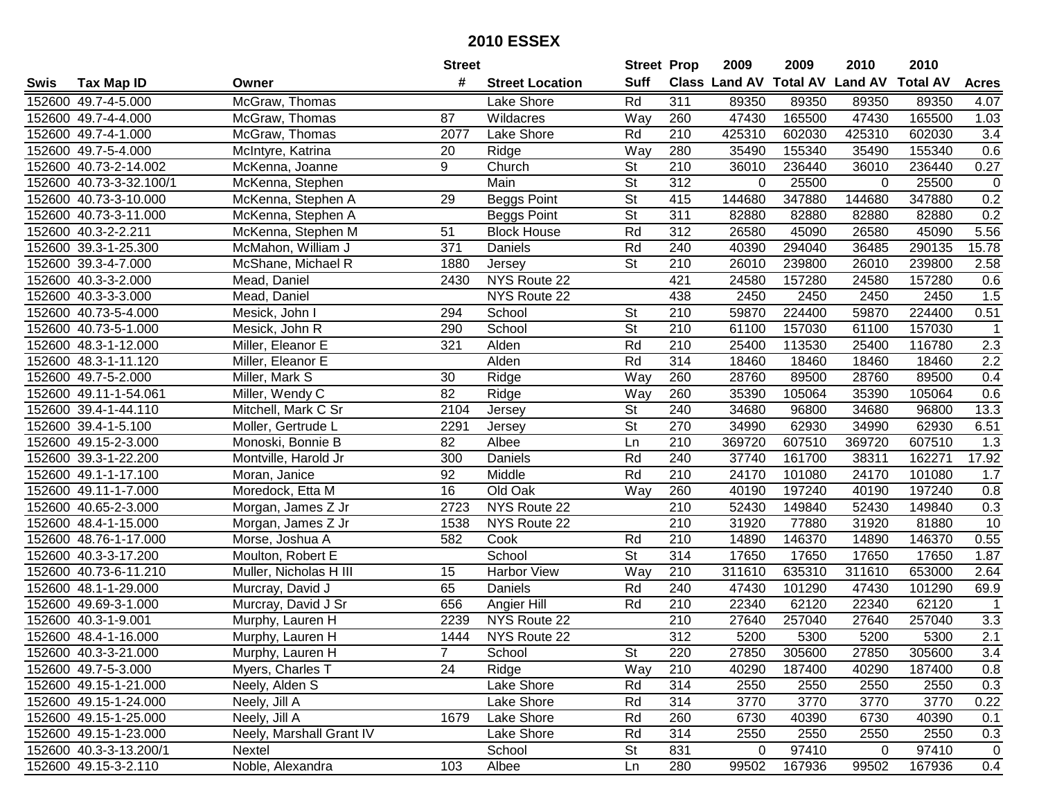# 2010 ESSEX

| Swis | Tax Map ID | Owner | Street # | Street Location | Street Suff | Prop Class | 2009 Land AV | 2009 Total AV | 2010 Land AV | 2010 Total AV | Acres |
|---|---|---|---|---|---|---|---|---|---|---|---|
| 152600 | 49.7-4-5.000 | McGraw, Thomas | | Lake Shore | Rd | 311 | 89350 | 89350 | 89350 | 89350 | 4.07 |
| 152600 | 49.7-4-4.000 | McGraw, Thomas | 87 | Wildacres | Way | 260 | 47430 | 165500 | 47430 | 165500 | 1.03 |
| 152600 | 49.7-4-1.000 | McGraw, Thomas | 2077 | Lake Shore | Rd | 210 | 425310 | 602030 | 425310 | 602030 | 3.4 |
| 152600 | 49.7-5-4.000 | McIntyre, Katrina | 20 | Ridge | Way | 280 | 35490 | 155340 | 35490 | 155340 | 0.6 |
| 152600 | 40.73-2-14.002 | McKenna, Joanne | 9 | Church | St | 210 | 36010 | 236440 | 36010 | 236440 | 0.27 |
| 152600 | 40.73-3-32.100/1 | McKenna, Stephen | | Main | St | 312 | 0 | 25500 | 0 | 25500 | 0 |
| 152600 | 40.73-3-10.000 | McKenna, Stephen A | 29 | Beggs Point | St | 415 | 144680 | 347880 | 144680 | 347880 | 0.2 |
| 152600 | 40.73-3-11.000 | McKenna, Stephen A | | Beggs Point | St | 311 | 82880 | 82880 | 82880 | 82880 | 0.2 |
| 152600 | 40.3-2-2.211 | McKenna, Stephen M | 51 | Block House | Rd | 312 | 26580 | 45090 | 26580 | 45090 | 5.56 |
| 152600 | 39.3-1-25.300 | McMahon, William J | 371 | Daniels | Rd | 240 | 40390 | 294040 | 36485 | 290135 | 15.78 |
| 152600 | 39.3-4-7.000 | McShane, Michael R | 1880 | Jersey | St | 210 | 26010 | 239800 | 26010 | 239800 | 2.58 |
| 152600 | 40.3-3-2.000 | Mead, Daniel | 2430 | NYS Route 22 | | 421 | 24580 | 157280 | 24580 | 157280 | 0.6 |
| 152600 | 40.3-3-3.000 | Mead, Daniel | | NYS Route 22 | | 438 | 2450 | 2450 | 2450 | 2450 | 1.5 |
| 152600 | 40.73-5-4.000 | Mesick, John I | 294 | School | St | 210 | 59870 | 224400 | 59870 | 224400 | 0.51 |
| 152600 | 40.73-5-1.000 | Mesick, John R | 290 | School | St | 210 | 61100 | 157030 | 61100 | 157030 | 1 |
| 152600 | 48.3-1-12.000 | Miller, Eleanor E | 321 | Alden | Rd | 210 | 25400 | 113530 | 25400 | 116780 | 2.3 |
| 152600 | 48.3-1-11.120 | Miller, Eleanor E | | Alden | Rd | 314 | 18460 | 18460 | 18460 | 18460 | 2.2 |
| 152600 | 49.7-5-2.000 | Miller, Mark S | 30 | Ridge | Way | 260 | 28760 | 89500 | 28760 | 89500 | 0.4 |
| 152600 | 49.11-1-54.061 | Miller, Wendy C | 82 | Ridge | Way | 260 | 35390 | 105064 | 35390 | 105064 | 0.6 |
| 152600 | 39.4-1-44.110 | Mitchell, Mark C Sr | 2104 | Jersey | St | 240 | 34680 | 96800 | 34680 | 96800 | 13.3 |
| 152600 | 39.4-1-5.100 | Moller, Gertrude L | 2291 | Jersey | St | 270 | 34990 | 62930 | 34990 | 62930 | 6.51 |
| 152600 | 49.15-2-3.000 | Monoski, Bonnie B | 82 | Albee | Ln | 210 | 369720 | 607510 | 369720 | 607510 | 1.3 |
| 152600 | 39.3-1-22.200 | Montville, Harold Jr | 300 | Daniels | Rd | 240 | 37740 | 161700 | 38311 | 162271 | 17.92 |
| 152600 | 49.1-1-17.100 | Moran, Janice | 92 | Middle | Rd | 210 | 24170 | 101080 | 24170 | 101080 | 1.7 |
| 152600 | 49.11-1-7.000 | Moredock, Etta M | 16 | Old Oak | Way | 260 | 40190 | 197240 | 40190 | 197240 | 0.8 |
| 152600 | 40.65-2-3.000 | Morgan, James Z Jr | 2723 | NYS Route 22 | | 210 | 52430 | 149840 | 52430 | 149840 | 0.3 |
| 152600 | 48.4-1-15.000 | Morgan, James Z Jr | 1538 | NYS Route 22 | | 210 | 31920 | 77880 | 31920 | 81880 | 10 |
| 152600 | 48.76-1-17.000 | Morse, Joshua A | 582 | Cook | Rd | 210 | 14890 | 146370 | 14890 | 146370 | 0.55 |
| 152600 | 40.3-3-17.200 | Moulton, Robert E | | School | St | 314 | 17650 | 17650 | 17650 | 17650 | 1.87 |
| 152600 | 40.73-6-11.210 | Muller, Nicholas H III | 15 | Harbor View | Way | 210 | 311610 | 635310 | 311610 | 653000 | 2.64 |
| 152600 | 48.1-1-29.000 | Murcray, David J | 65 | Daniels | Rd | 240 | 47430 | 101290 | 47430 | 101290 | 69.9 |
| 152600 | 49.69-3-1.000 | Murcray, David J Sr | 656 | Angier Hill | Rd | 210 | 22340 | 62120 | 22340 | 62120 | 1 |
| 152600 | 40.3-1-9.001 | Murphy, Lauren H | 2239 | NYS Route 22 | | 210 | 27640 | 257040 | 27640 | 257040 | 3.3 |
| 152600 | 48.4-1-16.000 | Murphy, Lauren H | 1444 | NYS Route 22 | | 312 | 5200 | 5300 | 5200 | 5300 | 2.1 |
| 152600 | 40.3-3-21.000 | Murphy, Lauren H | 7 | School | St | 220 | 27850 | 305600 | 27850 | 305600 | 3.4 |
| 152600 | 49.7-5-3.000 | Myers, Charles T | 24 | Ridge | Way | 210 | 40290 | 187400 | 40290 | 187400 | 0.8 |
| 152600 | 49.15-1-21.000 | Neely, Alden S | | Lake Shore | Rd | 314 | 2550 | 2550 | 2550 | 2550 | 0.3 |
| 152600 | 49.15-1-24.000 | Neely, Jill A | | Lake Shore | Rd | 314 | 3770 | 3770 | 3770 | 3770 | 0.22 |
| 152600 | 49.15-1-25.000 | Neely, Jill A | 1679 | Lake Shore | Rd | 260 | 6730 | 40390 | 6730 | 40390 | 0.1 |
| 152600 | 49.15-1-23.000 | Neely, Marshall Grant IV | | Lake Shore | Rd | 314 | 2550 | 2550 | 2550 | 2550 | 0.3 |
| 152600 | 40.3-3-13.200/1 | Nextel | | School | St | 831 | 0 | 97410 | 0 | 97410 | 0 |
| 152600 | 49.15-3-2.110 | Noble, Alexandra | 103 | Albee | Ln | 280 | 99502 | 167936 | 99502 | 167936 | 0.4 |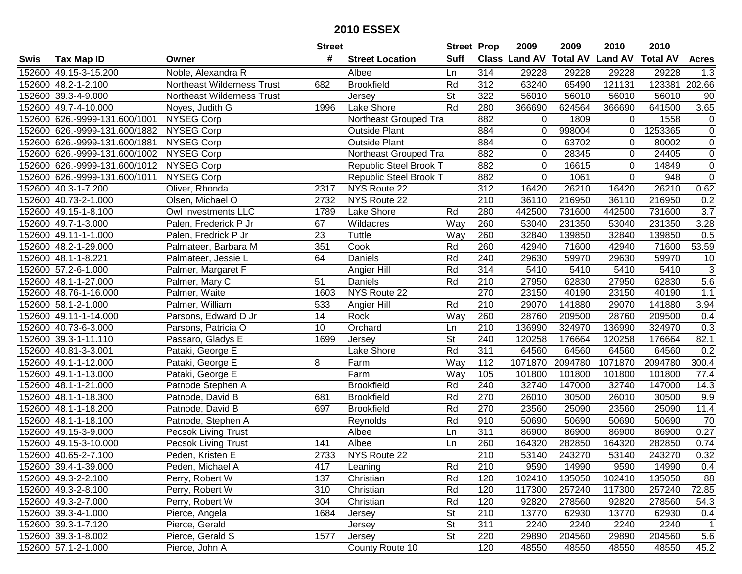# 2010 ESSEX

| Swis | Tax Map ID | Owner | Street # | Street Location | Street Suff | Prop Class | 2009 Land AV | 2009 Total AV | 2010 Land AV | 2010 Total AV | Acres |
|---|---|---|---|---|---|---|---|---|---|---|---|
| 152600 | 49.15-3-15.200 | Noble, Alexandra R | | Albee | Ln | 314 | 29228 | 29228 | 29228 | 29228 | 1.3 |
| 152600 | 48.2-1-2.100 | Northeast Wilderness Trust | 682 | Brookfield | Rd | 312 | 63240 | 65490 | 121131 | 123381 | 202.66 |
| 152600 | 39.3-4-9.000 | Northeast Wilderness Trust | | Jersey | St | 322 | 56010 | 56010 | 56010 | 56010 | 90 |
| 152600 | 49.7-4-10.000 | Noyes, Judith G | 1996 | Lake Shore | Rd | 280 | 366690 | 624564 | 366690 | 641500 | 3.65 |
| 152600 | 626.-9999-131.600/1001 | NYSEG Corp | | Northeast Grouped Tra | | 882 | 0 | 1809 | 0 | 1558 | 0 |
| 152600 | 626.-9999-131.600/1882 | NYSEG Corp | | Outside Plant | | 884 | 0 | 998004 | 0 | 1253365 | 0 |
| 152600 | 626.-9999-131.600/1881 | NYSEG Corp | | Outside Plant | | 884 | 0 | 63702 | 0 | 80002 | 0 |
| 152600 | 626.-9999-131.600/1002 | NYSEG Corp | | Northeast Grouped Tra | | 882 | 0 | 28345 | 0 | 24405 | 0 |
| 152600 | 626.-9999-131.600/1012 | NYSEG Corp | | Republic Steel Brook T | | 882 | 0 | 16615 | 0 | 14849 | 0 |
| 152600 | 626.-9999-131.600/1011 | NYSEG Corp | | Republic Steel Brook T | | 882 | 0 | 1061 | 0 | 948 | 0 |
| 152600 | 40.3-1-7.200 | Oliver, Rhonda | 2317 | NYS Route 22 | | 312 | 16420 | 26210 | 16420 | 26210 | 0.62 |
| 152600 | 40.73-2-1.000 | Olsen, Michael O | 2732 | NYS Route 22 | | 210 | 36110 | 216950 | 36110 | 216950 | 0.2 |
| 152600 | 49.15-1-8.100 | Owl Investments LLC | 1789 | Lake Shore | Rd | 280 | 442500 | 731600 | 442500 | 731600 | 3.7 |
| 152600 | 49.7-1-3.000 | Palen, Frederick P Jr | 67 | Wildacres | Way | 260 | 53040 | 231350 | 53040 | 231350 | 3.28 |
| 152600 | 49.11-1-1.000 | Palen, Fredrick P Jr | 23 | Tuttle | Way | 260 | 32840 | 139850 | 32840 | 139850 | 0.5 |
| 152600 | 48.2-1-29.000 | Palmateer, Barbara M | 351 | Cook | Rd | 260 | 42940 | 71600 | 42940 | 71600 | 53.59 |
| 152600 | 48.1-1-8.221 | Palmateer, Jessie L | 64 | Daniels | Rd | 240 | 29630 | 59970 | 29630 | 59970 | 10 |
| 152600 | 57.2-6-1.000 | Palmer, Margaret F | | Angier Hill | Rd | 314 | 5410 | 5410 | 5410 | 5410 | 3 |
| 152600 | 48.1-1-27.000 | Palmer, Mary C | 51 | Daniels | Rd | 210 | 27950 | 62830 | 27950 | 62830 | 5.6 |
| 152600 | 48.76-1-16.000 | Palmer, Waite | 1603 | NYS Route 22 | | 270 | 23150 | 40190 | 23150 | 40190 | 1.1 |
| 152600 | 58.1-2-1.000 | Palmer, William | 533 | Angier Hill | Rd | 210 | 29070 | 141880 | 29070 | 141880 | 3.94 |
| 152600 | 49.11-1-14.000 | Parsons, Edward D Jr | 14 | Rock | Way | 260 | 28760 | 209500 | 28760 | 209500 | 0.4 |
| 152600 | 40.73-6-3.000 | Parsons, Patricia O | 10 | Orchard | Ln | 210 | 136990 | 324970 | 136990 | 324970 | 0.3 |
| 152600 | 39.3-1-11.110 | Passaro, Gladys E | 1699 | Jersey | St | 240 | 120258 | 176664 | 120258 | 176664 | 82.1 |
| 152600 | 40.81-3-3.001 | Pataki, George E | | Lake Shore | Rd | 311 | 64560 | 64560 | 64560 | 64560 | 0.2 |
| 152600 | 49.1-1-12.000 | Pataki, George E | 8 | Farm | Way | 112 | 1071870 | 2094780 | 1071870 | 2094780 | 300.4 |
| 152600 | 49.1-1-13.000 | Pataki, George E | | Farm | Way | 105 | 101800 | 101800 | 101800 | 101800 | 77.4 |
| 152600 | 48.1-1-21.000 | Patnode Stephen A | | Brookfield | Rd | 240 | 32740 | 147000 | 32740 | 147000 | 14.3 |
| 152600 | 48.1-1-18.300 | Patnode, David B | 681 | Brookfield | Rd | 270 | 26010 | 30500 | 26010 | 30500 | 9.9 |
| 152600 | 48.1-1-18.200 | Patnode, David B | 697 | Brookfield | Rd | 270 | 23560 | 25090 | 23560 | 25090 | 11.4 |
| 152600 | 48.1-1-18.100 | Patnode, Stephen A | | Reynolds | Rd | 910 | 50690 | 50690 | 50690 | 50690 | 70 |
| 152600 | 49.15-3-9.000 | Pecsok Living Trust | | Albee | Ln | 311 | 86900 | 86900 | 86900 | 86900 | 0.27 |
| 152600 | 49.15-3-10.000 | Pecsok Living Trust | 141 | Albee | Ln | 260 | 164320 | 282850 | 164320 | 282850 | 0.74 |
| 152600 | 40.65-2-7.100 | Peden, Kristen E | 2733 | NYS Route 22 | | 210 | 53140 | 243270 | 53140 | 243270 | 0.32 |
| 152600 | 39.4-1-39.000 | Peden, Michael A | 417 | Leaning | Rd | 210 | 9590 | 14990 | 9590 | 14990 | 0.4 |
| 152600 | 49.3-2-2.100 | Perry, Robert W | 137 | Christian | Rd | 120 | 102410 | 135050 | 102410 | 135050 | 88 |
| 152600 | 49.3-2-8.100 | Perry, Robert W | 310 | Christian | Rd | 120 | 117300 | 257240 | 117300 | 257240 | 72.85 |
| 152600 | 49.3-2-7.000 | Perry, Robert W | 304 | Christian | Rd | 120 | 92820 | 278560 | 92820 | 278560 | 54.3 |
| 152600 | 39.3-4-1.000 | Pierce, Angela | 1684 | Jersey | St | 210 | 13770 | 62930 | 13770 | 62930 | 0.4 |
| 152600 | 39.3-1-7.120 | Pierce, Gerald | | Jersey | St | 311 | 2240 | 2240 | 2240 | 2240 | 1 |
| 152600 | 39.3-1-8.002 | Pierce, Gerald S | 1577 | Jersey | St | 220 | 29890 | 204560 | 29890 | 204560 | 5.6 |
| 152600 | 57.1-2-1.000 | Pierce, John A | | County Route 10 | | 120 | 48550 | 48550 | 48550 | 48550 | 45.2 |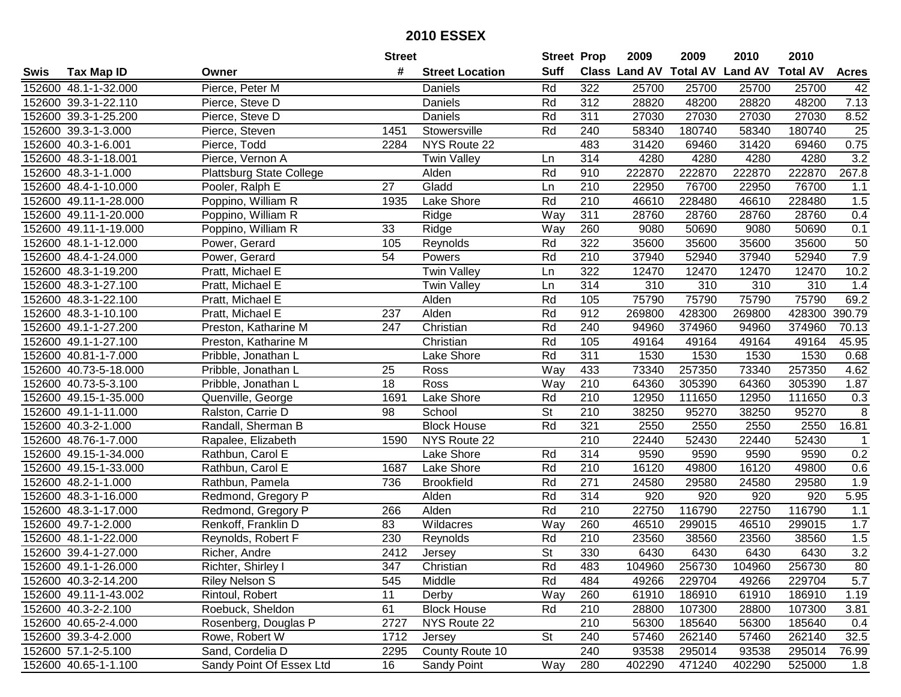# 2010 ESSEX

| Swis | Tax Map ID | Owner | Street # | Street Location | Street Suff | Prop Class | 2009 Land AV | 2009 Total AV | 2010 Land AV | 2010 Total AV | Acres |
|---|---|---|---|---|---|---|---|---|---|---|---|
| 152600 | 48.1-1-32.000 | Pierce, Peter M | | Daniels | Rd | 322 | 25700 | 25700 | 25700 | 25700 | 42 |
| 152600 | 39.3-1-22.110 | Pierce, Steve D | | Daniels | Rd | 312 | 28820 | 48200 | 28820 | 48200 | 7.13 |
| 152600 | 39.3-1-25.200 | Pierce, Steve D | | Daniels | Rd | 311 | 27030 | 27030 | 27030 | 27030 | 8.52 |
| 152600 | 39.3-1-3.000 | Pierce, Steven | 1451 | Stowersville | Rd | 240 | 58340 | 180740 | 58340 | 180740 | 25 |
| 152600 | 40.3-1-6.001 | Pierce, Todd | 2284 | NYS Route 22 | | 483 | 31420 | 69460 | 31420 | 69460 | 0.75 |
| 152600 | 48.3-1-18.001 | Pierce, Vernon A | | Twin Valley | Ln | 314 | 4280 | 4280 | 4280 | 4280 | 3.2 |
| 152600 | 48.3-1-1.000 | Plattsburg State College | | Alden | Rd | 910 | 222870 | 222870 | 222870 | 222870 | 267.8 |
| 152600 | 48.4-1-10.000 | Pooler, Ralph E | 27 | Gladd | Ln | 210 | 22950 | 76700 | 22950 | 76700 | 1.1 |
| 152600 | 49.11-1-28.000 | Poppino, William R | 1935 | Lake Shore | Rd | 210 | 46610 | 228480 | 46610 | 228480 | 1.5 |
| 152600 | 49.11-1-20.000 | Poppino, William R | | Ridge | Way | 311 | 28760 | 28760 | 28760 | 28760 | 0.4 |
| 152600 | 49.11-1-19.000 | Poppino, William R | 33 | Ridge | Way | 260 | 9080 | 50690 | 9080 | 50690 | 0.1 |
| 152600 | 48.1-1-12.000 | Power, Gerard | 105 | Reynolds | Rd | 322 | 35600 | 35600 | 35600 | 35600 | 50 |
| 152600 | 48.4-1-24.000 | Power, Gerard | 54 | Powers | Rd | 210 | 37940 | 52940 | 37940 | 52940 | 7.9 |
| 152600 | 48.3-1-19.200 | Pratt, Michael E | | Twin Valley | Ln | 322 | 12470 | 12470 | 12470 | 12470 | 10.2 |
| 152600 | 48.3-1-27.100 | Pratt, Michael E | | Twin Valley | Ln | 314 | 310 | 310 | 310 | 310 | 1.4 |
| 152600 | 48.3-1-22.100 | Pratt, Michael E | | Alden | Rd | 105 | 75790 | 75790 | 75790 | 75790 | 69.2 |
| 152600 | 48.3-1-10.100 | Pratt, Michael E | 237 | Alden | Rd | 912 | 269800 | 428300 | 269800 | 428300 | 390.79 |
| 152600 | 49.1-1-27.200 | Preston, Katharine M | 247 | Christian | Rd | 240 | 94960 | 374960 | 94960 | 374960 | 70.13 |
| 152600 | 49.1-1-27.100 | Preston, Katharine M | | Christian | Rd | 105 | 49164 | 49164 | 49164 | 49164 | 45.95 |
| 152600 | 40.81-1-7.000 | Pribble, Jonathan L | | Lake Shore | Rd | 311 | 1530 | 1530 | 1530 | 1530 | 0.68 |
| 152600 | 40.73-5-18.000 | Pribble, Jonathan L | 25 | Ross | Way | 433 | 73340 | 257350 | 73340 | 257350 | 4.62 |
| 152600 | 40.73-5-3.100 | Pribble, Jonathan L | 18 | Ross | Way | 210 | 64360 | 305390 | 64360 | 305390 | 1.87 |
| 152600 | 49.15-1-35.000 | Quenville, George | 1691 | Lake Shore | Rd | 210 | 12950 | 111650 | 12950 | 111650 | 0.3 |
| 152600 | 49.1-1-11.000 | Ralston, Carrie D | 98 | School | St | 210 | 38250 | 95270 | 38250 | 95270 | 8 |
| 152600 | 40.3-2-1.000 | Randall, Sherman B | | Block House | Rd | 321 | 2550 | 2550 | 2550 | 2550 | 16.81 |
| 152600 | 48.76-1-7.000 | Rapalee, Elizabeth | 1590 | NYS Route 22 | | 210 | 22440 | 52430 | 22440 | 52430 | 1 |
| 152600 | 49.15-1-34.000 | Rathbun, Carol E | | Lake Shore | Rd | 314 | 9590 | 9590 | 9590 | 9590 | 0.2 |
| 152600 | 49.15-1-33.000 | Rathbun, Carol E | 1687 | Lake Shore | Rd | 210 | 16120 | 49800 | 16120 | 49800 | 0.6 |
| 152600 | 48.2-1-1.000 | Rathbun, Pamela | 736 | Brookfield | Rd | 271 | 24580 | 29580 | 24580 | 29580 | 1.9 |
| 152600 | 48.3-1-16.000 | Redmond, Gregory P | | Alden | Rd | 314 | 920 | 920 | 920 | 920 | 5.95 |
| 152600 | 48.3-1-17.000 | Redmond, Gregory P | 266 | Alden | Rd | 210 | 22750 | 116790 | 22750 | 116790 | 1.1 |
| 152600 | 49.7-1-2.000 | Renkoff, Franklin D | 83 | Wildacres | Way | 260 | 46510 | 299015 | 46510 | 299015 | 1.7 |
| 152600 | 48.1-1-22.000 | Reynolds, Robert F | 230 | Reynolds | Rd | 210 | 23560 | 38560 | 23560 | 38560 | 1.5 |
| 152600 | 39.4-1-27.000 | Richer, Andre | 2412 | Jersey | St | 330 | 6430 | 6430 | 6430 | 6430 | 3.2 |
| 152600 | 49.1-1-26.000 | Richter, Shirley I | 347 | Christian | Rd | 483 | 104960 | 256730 | 104960 | 256730 | 80 |
| 152600 | 40.3-2-14.200 | Riley Nelson S | 545 | Middle | Rd | 484 | 49266 | 229704 | 49266 | 229704 | 5.7 |
| 152600 | 49.11-1-43.002 | Rintoul, Robert | 11 | Derby | Way | 260 | 61910 | 186910 | 61910 | 186910 | 1.19 |
| 152600 | 40.3-2-2.100 | Roebuck, Sheldon | 61 | Block House | Rd | 210 | 28800 | 107300 | 28800 | 107300 | 3.81 |
| 152600 | 40.65-2-4.000 | Rosenberg, Douglas P | 2727 | NYS Route 22 | | 210 | 56300 | 185640 | 56300 | 185640 | 0.4 |
| 152600 | 39.3-4-2.000 | Rowe, Robert W | 1712 | Jersey | St | 240 | 57460 | 262140 | 57460 | 262140 | 32.5 |
| 152600 | 57.1-2-5.100 | Sand, Cordelia D | 2295 | County Route 10 | | 240 | 93538 | 295014 | 93538 | 295014 | 76.99 |
| 152600 | 40.65-1-1.100 | Sandy Point Of Essex Ltd | 16 | Sandy Point | Way | 280 | 402290 | 471240 | 402290 | 525000 | 1.8 |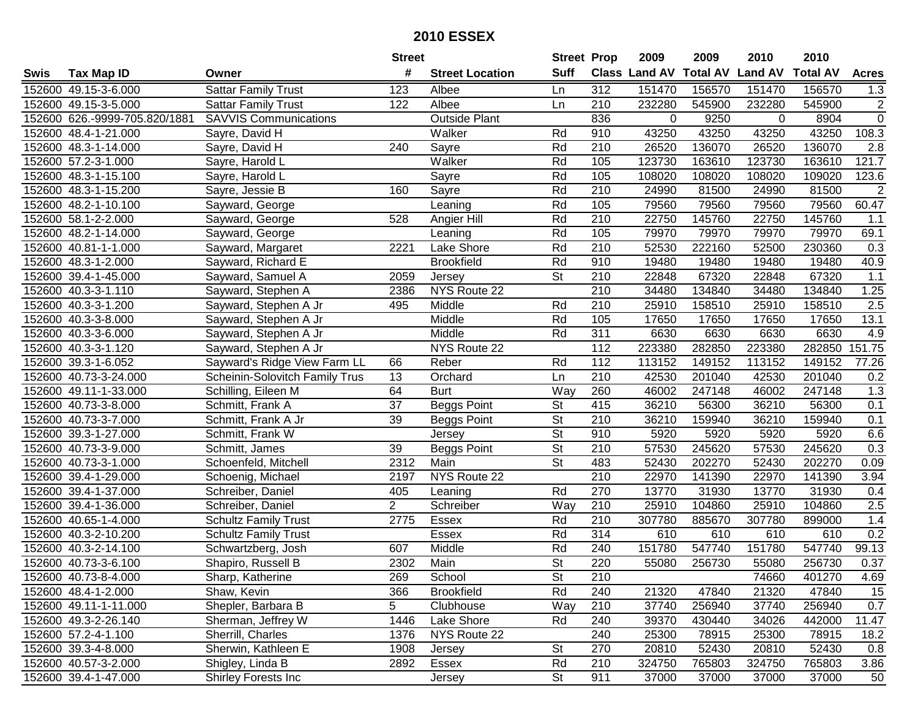# 2010 ESSEX

| Swis | Tax Map ID | Owner | Street # | Street Location | Street Suff | Prop Class | 2009 Land AV | 2009 Total AV | 2010 Land AV | 2010 Total AV | Acres |
|---|---|---|---|---|---|---|---|---|---|---|---|
| 152600 | 49.15-3-6.000 | Sattar Family Trust | 123 | Albee | Ln | 312 | 151470 | 156570 | 151470 | 156570 | 1.3 |
| 152600 | 49.15-3-5.000 | Sattar Family Trust | 122 | Albee | Ln | 210 | 232280 | 545900 | 232280 | 545900 | 2 |
| 152600 | 626.-9999-705.820/1881 | SAVVIS Communications | | Outside Plant | | 836 | 0 | 9250 | 0 | 8904 | 0 |
| 152600 | 48.4-1-21.000 | Sayre, David H | | Walker | Rd | 910 | 43250 | 43250 | 43250 | 43250 | 108.3 |
| 152600 | 48.3-1-14.000 | Sayre, David H | 240 | Sayre | Rd | 210 | 26520 | 136070 | 26520 | 136070 | 2.8 |
| 152600 | 57.2-3-1.000 | Sayre, Harold L | | Walker | Rd | 105 | 123730 | 163610 | 123730 | 163610 | 121.7 |
| 152600 | 48.3-1-15.100 | Sayre, Harold L | | Sayre | Rd | 105 | 108020 | 108020 | 108020 | 109020 | 123.6 |
| 152600 | 48.3-1-15.200 | Sayre, Jessie B | 160 | Sayre | Rd | 210 | 24990 | 81500 | 24990 | 81500 | 2 |
| 152600 | 48.2-1-10.100 | Sayward, George | | Leaning | Rd | 105 | 79560 | 79560 | 79560 | 79560 | 60.47 |
| 152600 | 58.1-2-2.000 | Sayward, George | 528 | Angier Hill | Rd | 210 | 22750 | 145760 | 22750 | 145760 | 1.1 |
| 152600 | 48.2-1-14.000 | Sayward, George | | Leaning | Rd | 105 | 79970 | 79970 | 79970 | 79970 | 69.1 |
| 152600 | 40.81-1-1.000 | Sayward, Margaret | 2221 | Lake Shore | Rd | 210 | 52530 | 222160 | 52500 | 230360 | 0.3 |
| 152600 | 48.3-1-2.000 | Sayward, Richard E | | Brookfield | Rd | 910 | 19480 | 19480 | 19480 | 19480 | 40.9 |
| 152600 | 39.4-1-45.000 | Sayward, Samuel A | 2059 | Jersey | St | 210 | 22848 | 67320 | 22848 | 67320 | 1.1 |
| 152600 | 40.3-3-1.110 | Sayward, Stephen A | 2386 | NYS Route 22 | | 210 | 34480 | 134840 | 34480 | 134840 | 1.25 |
| 152600 | 40.3-3-1.200 | Sayward, Stephen A Jr | 495 | Middle | Rd | 210 | 25910 | 158510 | 25910 | 158510 | 2.5 |
| 152600 | 40.3-3-8.000 | Sayward, Stephen A Jr | | Middle | Rd | 105 | 17650 | 17650 | 17650 | 17650 | 13.1 |
| 152600 | 40.3-3-6.000 | Sayward, Stephen A Jr | | Middle | Rd | 311 | 6630 | 6630 | 6630 | 6630 | 4.9 |
| 152600 | 40.3-3-1.120 | Sayward, Stephen A Jr | | NYS Route 22 | | 112 | 223380 | 282850 | 223380 | 282850 | 151.75 |
| 152600 | 39.3-1-6.052 | Sayward's Ridge View Farm LL | 66 | Reber | Rd | 112 | 113152 | 149152 | 113152 | 149152 | 77.26 |
| 152600 | 40.73-3-24.000 | Scheinin-Solovitch Family Trus | 13 | Orchard | Ln | 210 | 42530 | 201040 | 42530 | 201040 | 0.2 |
| 152600 | 49.11-1-33.000 | Schilling, Eileen M | 64 | Burt | Way | 260 | 46002 | 247148 | 46002 | 247148 | 1.3 |
| 152600 | 40.73-3-8.000 | Schmitt, Frank A | 37 | Beggs Point | St | 415 | 36210 | 56300 | 36210 | 56300 | 0.1 |
| 152600 | 40.73-3-7.000 | Schmitt, Frank A Jr | 39 | Beggs Point | St | 210 | 36210 | 159940 | 36210 | 159940 | 0.1 |
| 152600 | 39.3-1-27.000 | Schmitt, Frank W | | Jersey | St | 910 | 5920 | 5920 | 5920 | 5920 | 6.6 |
| 152600 | 40.73-3-9.000 | Schmitt, James | 39 | Beggs Point | St | 210 | 57530 | 245620 | 57530 | 245620 | 0.3 |
| 152600 | 40.73-3-1.000 | Schoenfeld, Mitchell | 2312 | Main | St | 483 | 52430 | 202270 | 52430 | 202270 | 0.09 |
| 152600 | 39.4-1-29.000 | Schoenig, Michael | 2197 | NYS Route 22 | | 210 | 22970 | 141390 | 22970 | 141390 | 3.94 |
| 152600 | 39.4-1-37.000 | Schreiber, Daniel | 405 | Leaning | Rd | 270 | 13770 | 31930 | 13770 | 31930 | 0.4 |
| 152600 | 39.4-1-36.000 | Schreiber, Daniel | 2 | Schreiber | Way | 210 | 25910 | 104860 | 25910 | 104860 | 2.5 |
| 152600 | 40.65-1-4.000 | Schultz Family Trust | 2775 | Essex | Rd | 210 | 307780 | 885670 | 307780 | 899000 | 1.4 |
| 152600 | 40.3-2-10.200 | Schultz Family Trust | | Essex | Rd | 314 | 610 | 610 | 610 | 610 | 0.2 |
| 152600 | 40.3-2-14.100 | Schwartzberg, Josh | 607 | Middle | Rd | 240 | 151780 | 547740 | 151780 | 547740 | 99.13 |
| 152600 | 40.73-3-6.100 | Shapiro, Russell B | 2302 | Main | St | 220 | 55080 | 256730 | 55080 | 256730 | 0.37 |
| 152600 | 40.73-8-4.000 | Sharp, Katherine | 269 | School | St | 210 | | | 74660 | 401270 | 4.69 |
| 152600 | 48.4-1-2.000 | Shaw, Kevin | 366 | Brookfield | Rd | 240 | 21320 | 47840 | 21320 | 47840 | 15 |
| 152600 | 49.11-1-11.000 | Shepler, Barbara B | 5 | Clubhouse | Way | 210 | 37740 | 256940 | 37740 | 256940 | 0.7 |
| 152600 | 49.3-2-26.140 | Sherman, Jeffrey W | 1446 | Lake Shore | Rd | 240 | 39370 | 430440 | 34026 | 442000 | 11.47 |
| 152600 | 57.2-4-1.100 | Sherrill, Charles | 1376 | NYS Route 22 | | 240 | 25300 | 78915 | 25300 | 78915 | 18.2 |
| 152600 | 39.3-4-8.000 | Sherwin, Kathleen E | 1908 | Jersey | St | 270 | 20810 | 52430 | 20810 | 52430 | 0.8 |
| 152600 | 40.57-3-2.000 | Shigley, Linda B | 2892 | Essex | Rd | 210 | 324750 | 765803 | 324750 | 765803 | 3.86 |
| 152600 | 39.4-1-47.000 | Shirley Forests Inc | | Jersey | St | 911 | 37000 | 37000 | 37000 | 37000 | 50 |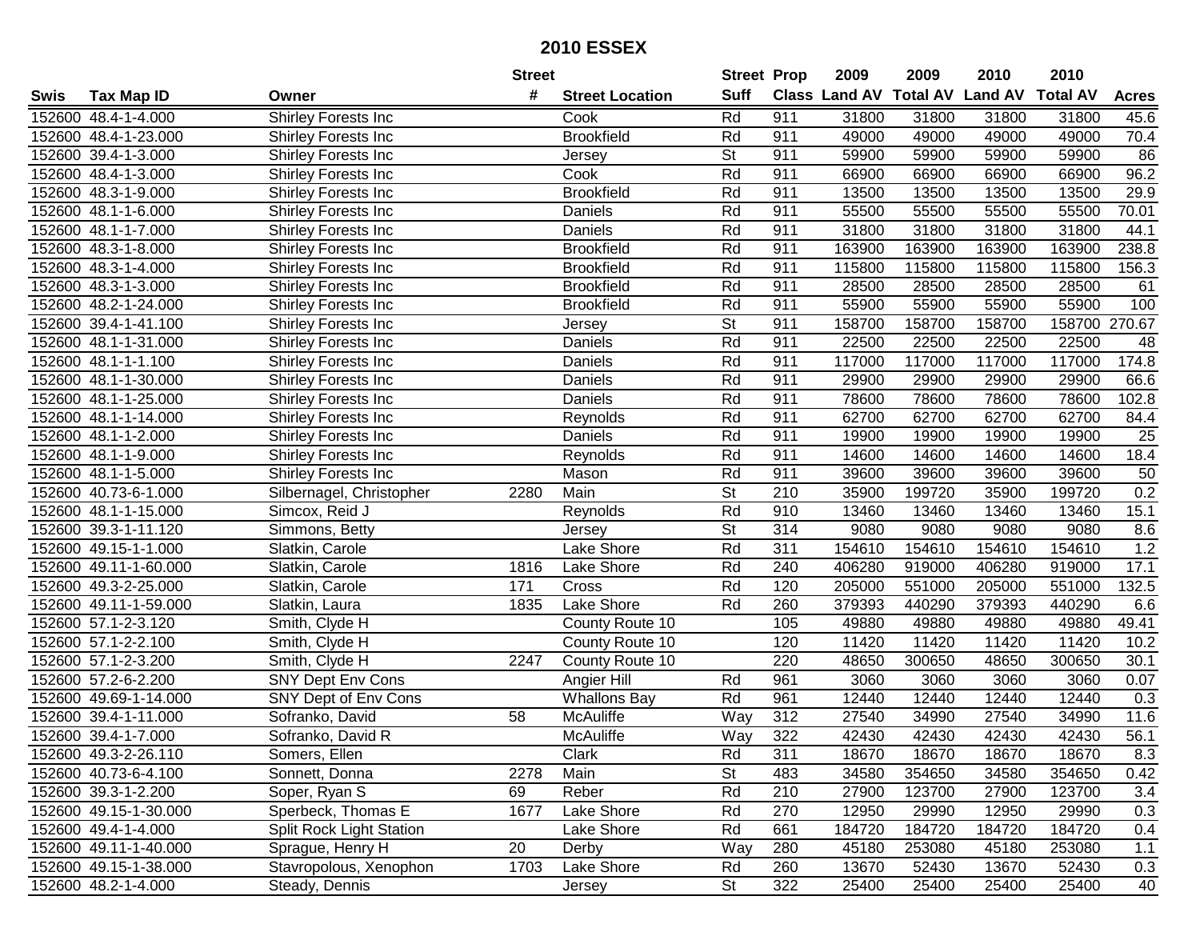# 2010 ESSEX

| Swis | Tax Map ID | Owner | Street # | Street Location | Street Suff | Prop Class | 2009 Land AV | 2009 Total AV | 2010 Land AV | 2010 Total AV | Acres |
|---|---|---|---|---|---|---|---|---|---|---|---|
| 152600 | 48.4-1-4.000 | Shirley Forests Inc | | Cook | Rd | 911 | 31800 | 31800 | 31800 | 31800 | 45.6 |
| 152600 | 48.4-1-23.000 | Shirley Forests Inc | | Brookfield | Rd | 911 | 49000 | 49000 | 49000 | 49000 | 70.4 |
| 152600 | 39.4-1-3.000 | Shirley Forests Inc | | Jersey | St | 911 | 59900 | 59900 | 59900 | 59900 | 86 |
| 152600 | 48.4-1-3.000 | Shirley Forests Inc | | Cook | Rd | 911 | 66900 | 66900 | 66900 | 66900 | 96.2 |
| 152600 | 48.3-1-9.000 | Shirley Forests Inc | | Brookfield | Rd | 911 | 13500 | 13500 | 13500 | 13500 | 29.9 |
| 152600 | 48.1-1-6.000 | Shirley Forests Inc | | Daniels | Rd | 911 | 55500 | 55500 | 55500 | 55500 | 70.01 |
| 152600 | 48.1-1-7.000 | Shirley Forests Inc | | Daniels | Rd | 911 | 31800 | 31800 | 31800 | 31800 | 44.1 |
| 152600 | 48.3-1-8.000 | Shirley Forests Inc | | Brookfield | Rd | 911 | 163900 | 163900 | 163900 | 163900 | 238.8 |
| 152600 | 48.3-1-4.000 | Shirley Forests Inc | | Brookfield | Rd | 911 | 115800 | 115800 | 115800 | 115800 | 156.3 |
| 152600 | 48.3-1-3.000 | Shirley Forests Inc | | Brookfield | Rd | 911 | 28500 | 28500 | 28500 | 28500 | 61 |
| 152600 | 48.2-1-24.000 | Shirley Forests Inc | | Brookfield | Rd | 911 | 55900 | 55900 | 55900 | 55900 | 100 |
| 152600 | 39.4-1-41.100 | Shirley Forests Inc | | Jersey | St | 911 | 158700 | 158700 | 158700 | 158700 | 270.67 |
| 152600 | 48.1-1-31.000 | Shirley Forests Inc | | Daniels | Rd | 911 | 22500 | 22500 | 22500 | 22500 | 48 |
| 152600 | 48.1-1-1.100 | Shirley Forests Inc | | Daniels | Rd | 911 | 117000 | 117000 | 117000 | 117000 | 174.8 |
| 152600 | 48.1-1-30.000 | Shirley Forests Inc | | Daniels | Rd | 911 | 29900 | 29900 | 29900 | 29900 | 66.6 |
| 152600 | 48.1-1-25.000 | Shirley Forests Inc | | Daniels | Rd | 911 | 78600 | 78600 | 78600 | 78600 | 102.8 |
| 152600 | 48.1-1-14.000 | Shirley Forests Inc | | Reynolds | Rd | 911 | 62700 | 62700 | 62700 | 62700 | 84.4 |
| 152600 | 48.1-1-2.000 | Shirley Forests Inc | | Daniels | Rd | 911 | 19900 | 19900 | 19900 | 19900 | 25 |
| 152600 | 48.1-1-9.000 | Shirley Forests Inc | | Reynolds | Rd | 911 | 14600 | 14600 | 14600 | 14600 | 18.4 |
| 152600 | 48.1-1-5.000 | Shirley Forests Inc | | Mason | Rd | 911 | 39600 | 39600 | 39600 | 39600 | 50 |
| 152600 | 40.73-6-1.000 | Silbernagel, Christopher | 2280 | Main | St | 210 | 35900 | 199720 | 35900 | 199720 | 0.2 |
| 152600 | 48.1-1-15.000 | Simcox, Reid J | | Reynolds | Rd | 910 | 13460 | 13460 | 13460 | 13460 | 15.1 |
| 152600 | 39.3-1-11.120 | Simmons, Betty | | Jersey | St | 314 | 9080 | 9080 | 9080 | 9080 | 8.6 |
| 152600 | 49.15-1-1.000 | Slatkin, Carole | | Lake Shore | Rd | 311 | 154610 | 154610 | 154610 | 154610 | 1.2 |
| 152600 | 49.11-1-60.000 | Slatkin, Carole | 1816 | Lake Shore | Rd | 240 | 406280 | 919000 | 406280 | 919000 | 17.1 |
| 152600 | 49.3-2-25.000 | Slatkin, Carole | 171 | Cross | Rd | 120 | 205000 | 551000 | 205000 | 551000 | 132.5 |
| 152600 | 49.11-1-59.000 | Slatkin, Laura | 1835 | Lake Shore | Rd | 260 | 379393 | 440290 | 379393 | 440290 | 6.6 |
| 152600 | 57.1-2-3.120 | Smith, Clyde H | | County Route 10 | | 105 | 49880 | 49880 | 49880 | 49880 | 49.41 |
| 152600 | 57.1-2-2.100 | Smith, Clyde H | | County Route 10 | | 120 | 11420 | 11420 | 11420 | 11420 | 10.2 |
| 152600 | 57.1-2-3.200 | Smith, Clyde H | 2247 | County Route 10 | | 220 | 48650 | 300650 | 48650 | 300650 | 30.1 |
| 152600 | 57.2-6-2.200 | SNY Dept Env Cons | | Angier Hill | Rd | 961 | 3060 | 3060 | 3060 | 3060 | 0.07 |
| 152600 | 49.69-1-14.000 | SNY Dept of Env Cons | | Whallons Bay | Rd | 961 | 12440 | 12440 | 12440 | 12440 | 0.3 |
| 152600 | 39.4-1-11.000 | Sofranko, David | 58 | McAuliffe | Way | 312 | 27540 | 34990 | 27540 | 34990 | 11.6 |
| 152600 | 39.4-1-7.000 | Sofranko, David R | | McAuliffe | Way | 322 | 42430 | 42430 | 42430 | 42430 | 56.1 |
| 152600 | 49.3-2-26.110 | Somers, Ellen | | Clark | Rd | 311 | 18670 | 18670 | 18670 | 18670 | 8.3 |
| 152600 | 40.73-6-4.100 | Sonnett, Donna | 2278 | Main | St | 483 | 34580 | 354650 | 34580 | 354650 | 0.42 |
| 152600 | 39.3-1-2.200 | Soper, Ryan S | 69 | Reber | Rd | 210 | 27900 | 123700 | 27900 | 123700 | 3.4 |
| 152600 | 49.15-1-30.000 | Sperbeck, Thomas E | 1677 | Lake Shore | Rd | 270 | 12950 | 29990 | 12950 | 29990 | 0.3 |
| 152600 | 49.4-1-4.000 | Split Rock Light Station | | Lake Shore | Rd | 661 | 184720 | 184720 | 184720 | 184720 | 0.4 |
| 152600 | 49.11-1-40.000 | Sprague, Henry H | 20 | Derby | Way | 280 | 45180 | 253080 | 45180 | 253080 | 1.1 |
| 152600 | 49.15-1-38.000 | Stavropolous, Xenophon | 1703 | Lake Shore | Rd | 260 | 13670 | 52430 | 13670 | 52430 | 0.3 |
| 152600 | 48.2-1-4.000 | Steady, Dennis | | Jersey | St | 322 | 25400 | 25400 | 25400 | 25400 | 40 |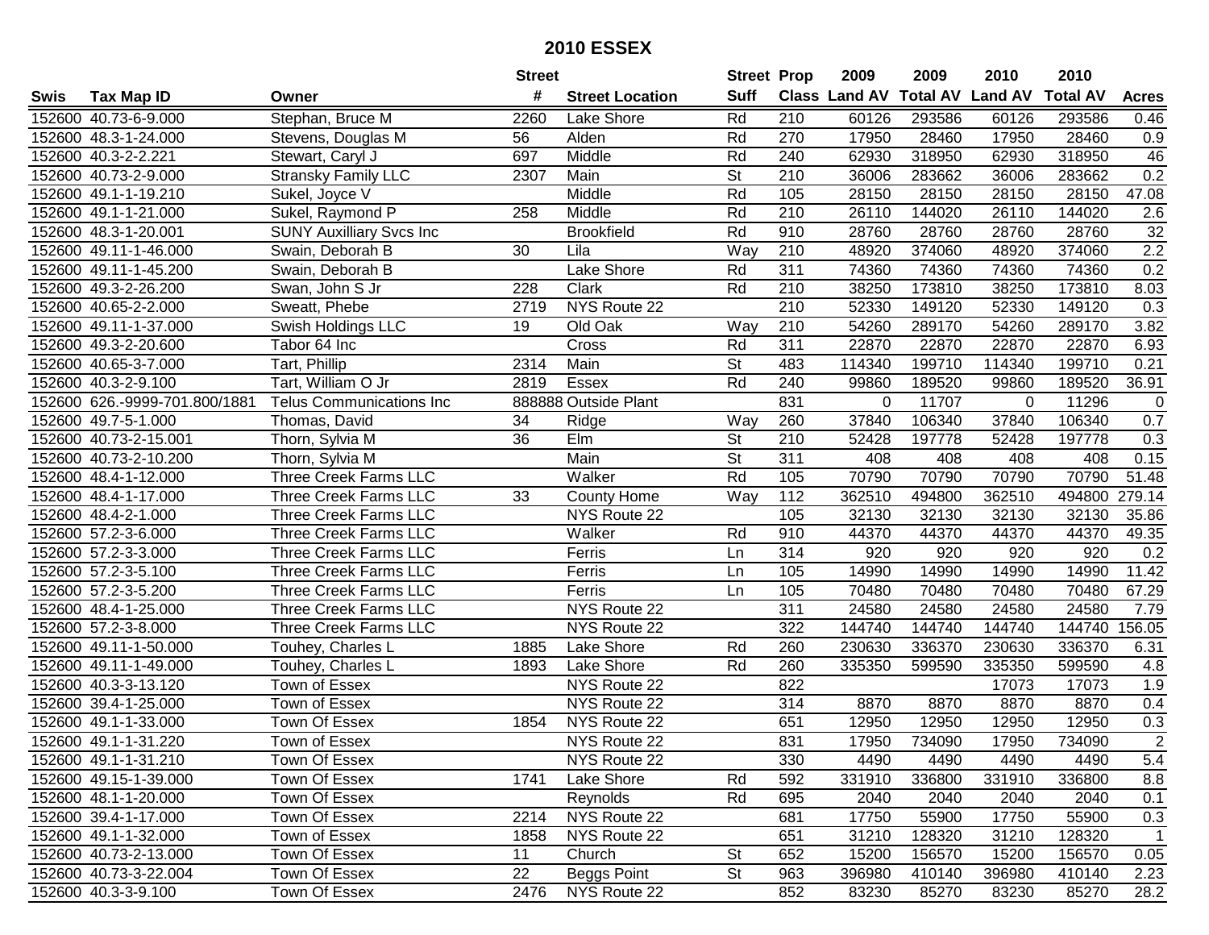# 2010 ESSEX

| Swis | Tax Map ID | Owner | Street # | Street Location | Street Suff | Prop Class | 2009 Land AV | 2009 Total AV | 2010 Land AV | 2010 Total AV | Acres |
|---|---|---|---|---|---|---|---|---|---|---|---|
| 152600 | 40.73-6-9.000 | Stephan, Bruce M | 2260 | Lake Shore | Rd | 210 | 60126 | 293586 | 60126 | 293586 | 0.46 |
| 152600 | 48.3-1-24.000 | Stevens, Douglas M | 56 | Alden | Rd | 270 | 17950 | 28460 | 17950 | 28460 | 0.9 |
| 152600 | 40.3-2-2.221 | Stewart, Caryl J | 697 | Middle | Rd | 240 | 62930 | 318950 | 62930 | 318950 | 46 |
| 152600 | 40.73-2-9.000 | Stransky Family LLC | 2307 | Main | St | 210 | 36006 | 283662 | 36006 | 283662 | 0.2 |
| 152600 | 49.1-1-19.210 | Sukel, Joyce V | | Middle | Rd | 105 | 28150 | 28150 | 28150 | 28150 | 47.08 |
| 152600 | 49.1-1-21.000 | Sukel, Raymond P | 258 | Middle | Rd | 210 | 26110 | 144020 | 26110 | 144020 | 2.6 |
| 152600 | 48.3-1-20.001 | SUNY Auxilliary Svcs Inc | | Brookfield | Rd | 910 | 28760 | 28760 | 28760 | 28760 | 32 |
| 152600 | 49.11-1-46.000 | Swain, Deborah B | 30 | Lila | Way | 210 | 48920 | 374060 | 48920 | 374060 | 2.2 |
| 152600 | 49.11-1-45.200 | Swain, Deborah B | | Lake Shore | Rd | 311 | 74360 | 74360 | 74360 | 74360 | 0.2 |
| 152600 | 49.3-2-26.200 | Swan, John S Jr | 228 | Clark | Rd | 210 | 38250 | 173810 | 38250 | 173810 | 8.03 |
| 152600 | 40.65-2-2.000 | Sweatt, Phebe | 2719 | NYS Route 22 | | 210 | 52330 | 149120 | 52330 | 149120 | 0.3 |
| 152600 | 49.11-1-37.000 | Swish Holdings LLC | 19 | Old Oak | Way | 210 | 54260 | 289170 | 54260 | 289170 | 3.82 |
| 152600 | 49.3-2-20.600 | Tabor 64 Inc | | Cross | Rd | 311 | 22870 | 22870 | 22870 | 22870 | 6.93 |
| 152600 | 40.65-3-7.000 | Tart, Phillip | 2314 | Main | St | 483 | 114340 | 199710 | 114340 | 199710 | 0.21 |
| 152600 | 40.3-2-9.100 | Tart, William O Jr | 2819 | Essex | Rd | 240 | 99860 | 189520 | 99860 | 189520 | 36.91 |
| 152600 | 626.-9999-701.800/1881 | Telus Communications Inc | 888888 | Outside Plant | | 831 | 0 | 11707 | 0 | 11296 | 0 |
| 152600 | 49.7-5-1.000 | Thomas, David | 34 | Ridge | Way | 260 | 37840 | 106340 | 37840 | 106340 | 0.7 |
| 152600 | 40.73-2-15.001 | Thorn, Sylvia M | 36 | Elm | St | 210 | 52428 | 197778 | 52428 | 197778 | 0.3 |
| 152600 | 40.73-2-10.200 | Thorn, Sylvia M | | Main | St | 311 | 408 | 408 | 408 | 408 | 0.15 |
| 152600 | 48.4-1-12.000 | Three Creek Farms LLC | | Walker | Rd | 105 | 70790 | 70790 | 70790 | 70790 | 51.48 |
| 152600 | 48.4-1-17.000 | Three Creek Farms LLC | 33 | County Home | Way | 112 | 362510 | 494800 | 362510 | 494800 | 279.14 |
| 152600 | 48.4-2-1.000 | Three Creek Farms LLC | | NYS Route 22 | | 105 | 32130 | 32130 | 32130 | 32130 | 35.86 |
| 152600 | 57.2-3-6.000 | Three Creek Farms LLC | | Walker | Rd | 910 | 44370 | 44370 | 44370 | 44370 | 49.35 |
| 152600 | 57.2-3-3.000 | Three Creek Farms LLC | | Ferris | Ln | 314 | 920 | 920 | 920 | 920 | 0.2 |
| 152600 | 57.2-3-5.100 | Three Creek Farms LLC | | Ferris | Ln | 105 | 14990 | 14990 | 14990 | 14990 | 11.42 |
| 152600 | 57.2-3-5.200 | Three Creek Farms LLC | | Ferris | Ln | 105 | 70480 | 70480 | 70480 | 70480 | 67.29 |
| 152600 | 48.4-1-25.000 | Three Creek Farms LLC | | NYS Route 22 | | 311 | 24580 | 24580 | 24580 | 24580 | 7.79 |
| 152600 | 57.2-3-8.000 | Three Creek Farms LLC | | NYS Route 22 | | 322 | 144740 | 144740 | 144740 | 144740 | 156.05 |
| 152600 | 49.11-1-50.000 | Touhey, Charles L | 1885 | Lake Shore | Rd | 260 | 230630 | 336370 | 230630 | 336370 | 6.31 |
| 152600 | 49.11-1-49.000 | Touhey, Charles L | 1893 | Lake Shore | Rd | 260 | 335350 | 599590 | 335350 | 599590 | 4.8 |
| 152600 | 40.3-3-13.120 | Town of Essex | | NYS Route 22 | | 822 | | | 17073 | 17073 | 1.9 |
| 152600 | 39.4-1-25.000 | Town of Essex | | NYS Route 22 | | 314 | 8870 | 8870 | 8870 | 8870 | 0.4 |
| 152600 | 49.1-1-33.000 | Town Of Essex | 1854 | NYS Route 22 | | 651 | 12950 | 12950 | 12950 | 12950 | 0.3 |
| 152600 | 49.1-1-31.220 | Town of Essex | | NYS Route 22 | | 831 | 17950 | 734090 | 17950 | 734090 | 2 |
| 152600 | 49.1-1-31.210 | Town Of Essex | | NYS Route 22 | | 330 | 4490 | 4490 | 4490 | 4490 | 5.4 |
| 152600 | 49.15-1-39.000 | Town Of Essex | 1741 | Lake Shore | Rd | 592 | 331910 | 336800 | 331910 | 336800 | 8.8 |
| 152600 | 48.1-1-20.000 | Town Of Essex | | Reynolds | Rd | 695 | 2040 | 2040 | 2040 | 2040 | 0.1 |
| 152600 | 39.4-1-17.000 | Town Of Essex | 2214 | NYS Route 22 | | 681 | 17750 | 55900 | 17750 | 55900 | 0.3 |
| 152600 | 49.1-1-32.000 | Town of Essex | 1858 | NYS Route 22 | | 651 | 31210 | 128320 | 31210 | 128320 | 1 |
| 152600 | 40.73-2-13.000 | Town Of Essex | 11 | Church | St | 652 | 15200 | 156570 | 15200 | 156570 | 0.05 |
| 152600 | 40.73-3-22.004 | Town Of Essex | 22 | Beggs Point | St | 963 | 396980 | 410140 | 396980 | 410140 | 2.23 |
| 152600 | 40.3-3-9.100 | Town Of Essex | 2476 | NYS Route 22 | | 852 | 83230 | 85270 | 83230 | 85270 | 28.2 |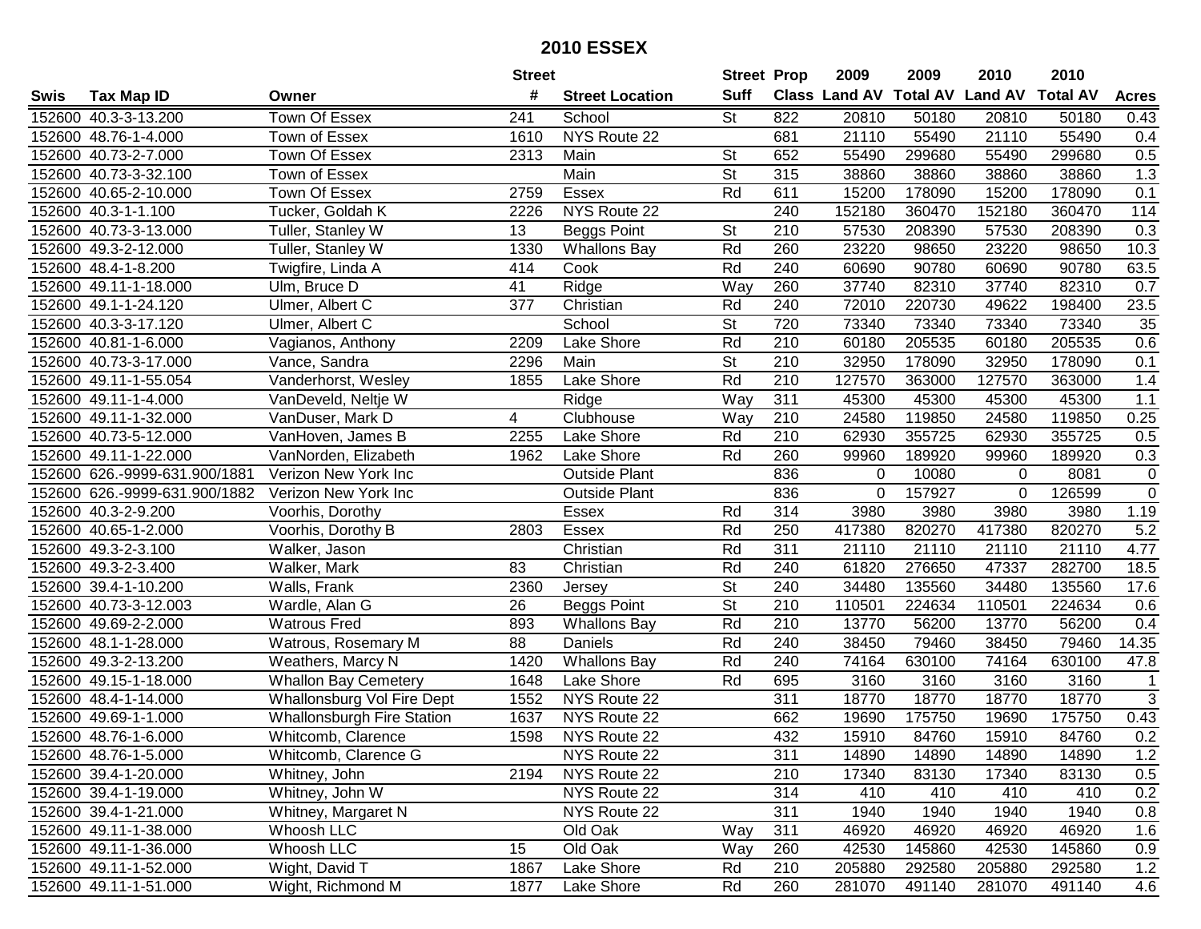# 2010 ESSEX

| Swis | Tax Map ID | Owner | Street # | Street Location | Street Suff | Prop Class | 2009 Land AV | 2009 Total AV | 2010 Land AV | 2010 Total AV | Acres |
|---|---|---|---|---|---|---|---|---|---|---|---|
| 152600 | 40.3-3-13.200 | Town Of Essex | 241 | School | St | 822 | 20810 | 50180 | 20810 | 50180 | 0.43 |
| 152600 | 48.76-1-4.000 | Town of Essex | 1610 | NYS Route 22 | | 681 | 21110 | 55490 | 21110 | 55490 | 0.4 |
| 152600 | 40.73-2-7.000 | Town Of Essex | 2313 | Main | St | 652 | 55490 | 299680 | 55490 | 299680 | 0.5 |
| 152600 | 40.73-3-32.100 | Town of Essex | | Main | St | 315 | 38860 | 38860 | 38860 | 38860 | 1.3 |
| 152600 | 40.65-2-10.000 | Town Of Essex | 2759 | Essex | Rd | 611 | 15200 | 178090 | 15200 | 178090 | 0.1 |
| 152600 | 40.3-1-1.100 | Tucker, Goldah K | 2226 | NYS Route 22 | | 240 | 152180 | 360470 | 152180 | 360470 | 114 |
| 152600 | 40.73-3-13.000 | Tuller, Stanley W | 13 | Beggs Point | St | 210 | 57530 | 208390 | 57530 | 208390 | 0.3 |
| 152600 | 49.3-2-12.000 | Tuller, Stanley W | 1330 | Whallons Bay | Rd | 260 | 23220 | 98650 | 23220 | 98650 | 10.3 |
| 152600 | 48.4-1-8.200 | Twigfire, Linda A | 414 | Cook | Rd | 240 | 60690 | 90780 | 60690 | 90780 | 63.5 |
| 152600 | 49.11-1-18.000 | Ulm, Bruce D | 41 | Ridge | Way | 260 | 37740 | 82310 | 37740 | 82310 | 0.7 |
| 152600 | 49.1-1-24.120 | Ulmer, Albert C | 377 | Christian | Rd | 240 | 72010 | 220730 | 49622 | 198400 | 23.5 |
| 152600 | 40.3-3-17.120 | Ulmer, Albert C | | School | St | 720 | 73340 | 73340 | 73340 | 73340 | 35 |
| 152600 | 40.81-1-6.000 | Vagianos, Anthony | 2209 | Lake Shore | Rd | 210 | 60180 | 205535 | 60180 | 205535 | 0.6 |
| 152600 | 40.73-3-17.000 | Vance, Sandra | 2296 | Main | St | 210 | 32950 | 178090 | 32950 | 178090 | 0.1 |
| 152600 | 49.11-1-55.054 | Vanderhorst, Wesley | 1855 | Lake Shore | Rd | 210 | 127570 | 363000 | 127570 | 363000 | 1.4 |
| 152600 | 49.11-1-4.000 | VanDeveld, Neltje W | | Ridge | Way | 311 | 45300 | 45300 | 45300 | 45300 | 1.1 |
| 152600 | 49.11-1-32.000 | VanDuser, Mark D | 4 | Clubhouse | Way | 210 | 24580 | 119850 | 24580 | 119850 | 0.25 |
| 152600 | 40.73-5-12.000 | VanHoven, James B | 2255 | Lake Shore | Rd | 210 | 62930 | 355725 | 62930 | 355725 | 0.5 |
| 152600 | 49.11-1-22.000 | VanNorden, Elizabeth | 1962 | Lake Shore | Rd | 260 | 99960 | 189920 | 99960 | 189920 | 0.3 |
| 152600 | 626.-9999-631.900/1881 | Verizon New York Inc | | Outside Plant | | 836 | 0 | 10080 | 0 | 8081 | 0 |
| 152600 | 626.-9999-631.900/1882 | Verizon New York Inc | | Outside Plant | | 836 | 0 | 157927 | 0 | 126599 | 0 |
| 152600 | 40.3-2-9.200 | Voorhis, Dorothy | | Essex | Rd | 314 | 3980 | 3980 | 3980 | 3980 | 1.19 |
| 152600 | 40.65-1-2.000 | Voorhis, Dorothy B | 2803 | Essex | Rd | 250 | 417380 | 820270 | 417380 | 820270 | 5.2 |
| 152600 | 49.3-2-3.100 | Walker, Jason | | Christian | Rd | 311 | 21110 | 21110 | 21110 | 21110 | 4.77 |
| 152600 | 49.3-2-3.400 | Walker, Mark | 83 | Christian | Rd | 240 | 61820 | 276650 | 47337 | 282700 | 18.5 |
| 152600 | 39.4-1-10.200 | Walls, Frank | 2360 | Jersey | St | 240 | 34480 | 135560 | 34480 | 135560 | 17.6 |
| 152600 | 40.73-3-12.003 | Wardle, Alan G | 26 | Beggs Point | St | 210 | 110501 | 224634 | 110501 | 224634 | 0.6 |
| 152600 | 49.69-2-2.000 | Watrous Fred | 893 | Whallons Bay | Rd | 210 | 13770 | 56200 | 13770 | 56200 | 0.4 |
| 152600 | 48.1-1-28.000 | Watrous, Rosemary M | 88 | Daniels | Rd | 240 | 38450 | 79460 | 38450 | 79460 | 14.35 |
| 152600 | 49.3-2-13.200 | Weathers, Marcy N | 1420 | Whallons Bay | Rd | 240 | 74164 | 630100 | 74164 | 630100 | 47.8 |
| 152600 | 49.15-1-18.000 | Whallon Bay Cemetery | 1648 | Lake Shore | Rd | 695 | 3160 | 3160 | 3160 | 3160 | 1 |
| 152600 | 48.4-1-14.000 | Whallonsburg Vol Fire Dept | 1552 | NYS Route 22 | | 311 | 18770 | 18770 | 18770 | 18770 | 3 |
| 152600 | 49.69-1-1.000 | Whallonsburgh Fire Station | 1637 | NYS Route 22 | | 662 | 19690 | 175750 | 19690 | 175750 | 0.43 |
| 152600 | 48.76-1-6.000 | Whitcomb, Clarence | 1598 | NYS Route 22 | | 432 | 15910 | 84760 | 15910 | 84760 | 0.2 |
| 152600 | 48.76-1-5.000 | Whitcomb, Clarence G | | NYS Route 22 | | 311 | 14890 | 14890 | 14890 | 14890 | 1.2 |
| 152600 | 39.4-1-20.000 | Whitney, John | 2194 | NYS Route 22 | | 210 | 17340 | 83130 | 17340 | 83130 | 0.5 |
| 152600 | 39.4-1-19.000 | Whitney, John W | | NYS Route 22 | | 314 | 410 | 410 | 410 | 410 | 0.2 |
| 152600 | 39.4-1-21.000 | Whitney, Margaret N | | NYS Route 22 | | 311 | 1940 | 1940 | 1940 | 1940 | 0.8 |
| 152600 | 49.11-1-38.000 | Whoosh LLC | | Old Oak | Way | 311 | 46920 | 46920 | 46920 | 46920 | 1.6 |
| 152600 | 49.11-1-36.000 | Whoosh LLC | 15 | Old Oak | Way | 260 | 42530 | 145860 | 42530 | 145860 | 0.9 |
| 152600 | 49.11-1-52.000 | Wight, David T | 1867 | Lake Shore | Rd | 210 | 205880 | 292580 | 205880 | 292580 | 1.2 |
| 152600 | 49.11-1-51.000 | Wight, Richmond M | 1877 | Lake Shore | Rd | 260 | 281070 | 491140 | 281070 | 491140 | 4.6 |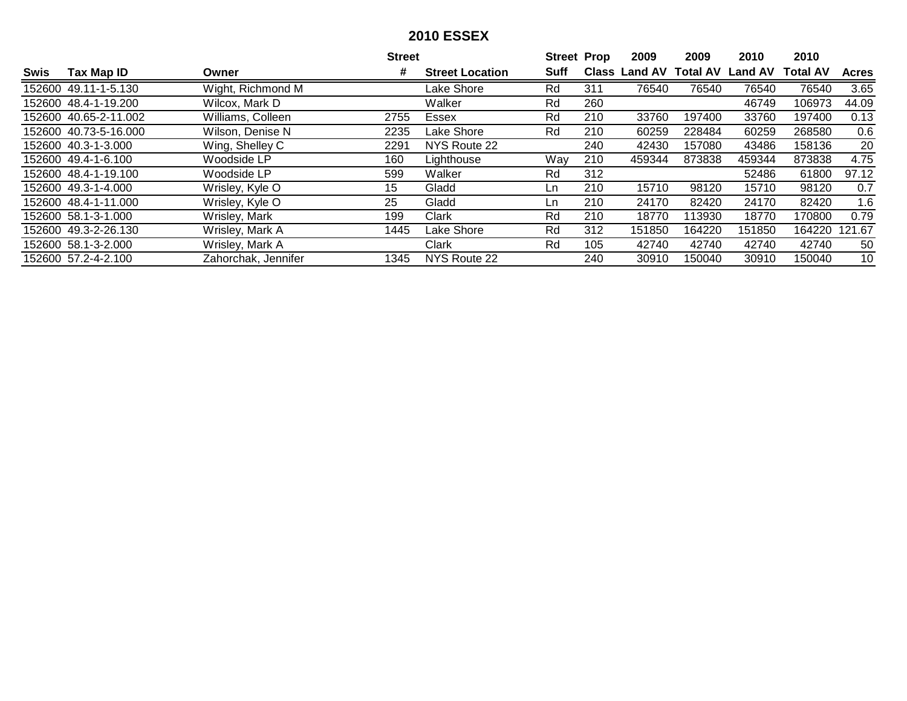## 2010 ESSEX

| Swis | Tax Map ID | Owner | Street # | Street Location | Street Suff | Prop Class | 2009 Land AV | 2009 Total AV | 2010 Land AV | 2010 Total AV | Acres |
|---|---|---|---|---|---|---|---|---|---|---|---|
| 152600 | 49.11-1-5.130 | Wight, Richmond M | | Lake Shore | Rd | 311 | 76540 | 76540 | 76540 | 76540 | 3.65 |
| 152600 | 48.4-1-19.200 | Wilcox, Mark D | | Walker | Rd | 260 | | | 46749 | 106973 | 44.09 |
| 152600 | 40.65-2-11.002 | Williams, Colleen | 2755 | Essex | Rd | 210 | 33760 | 197400 | 33760 | 197400 | 0.13 |
| 152600 | 40.73-5-16.000 | Wilson, Denise N | 2235 | Lake Shore | Rd | 210 | 60259 | 228484 | 60259 | 268580 | 0.6 |
| 152600 | 40.3-1-3.000 | Wing, Shelley C | 2291 | NYS Route 22 | | 240 | 42430 | 157080 | 43486 | 158136 | 20 |
| 152600 | 49.4-1-6.100 | Woodside LP | 160 | Lighthouse | Way | 210 | 459344 | 873838 | 459344 | 873838 | 4.75 |
| 152600 | 48.4-1-19.100 | Woodside LP | 599 | Walker | Rd | 312 | | | 52486 | 61800 | 97.12 |
| 152600 | 49.3-1-4.000 | Wrisley, Kyle O | 15 | Gladd | Ln | 210 | 15710 | 98120 | 15710 | 98120 | 0.7 |
| 152600 | 48.4-1-11.000 | Wrisley, Kyle O | 25 | Gladd | Ln | 210 | 24170 | 82420 | 24170 | 82420 | 1.6 |
| 152600 | 58.1-3-1.000 | Wrisley, Mark | 199 | Clark | Rd | 210 | 18770 | 113930 | 18770 | 170800 | 0.79 |
| 152600 | 49.3-2-26.130 | Wrisley, Mark A | 1445 | Lake Shore | Rd | 312 | 151850 | 164220 | 151850 | 164220 | 121.67 |
| 152600 | 58.1-3-2.000 | Wrisley, Mark A | | Clark | Rd | 105 | 42740 | 42740 | 42740 | 42740 | 50 |
| 152600 | 57.2-4-2.100 | Zahorchak, Jennifer | 1345 | NYS Route 22 | | 240 | 30910 | 150040 | 30910 | 150040 | 10 |